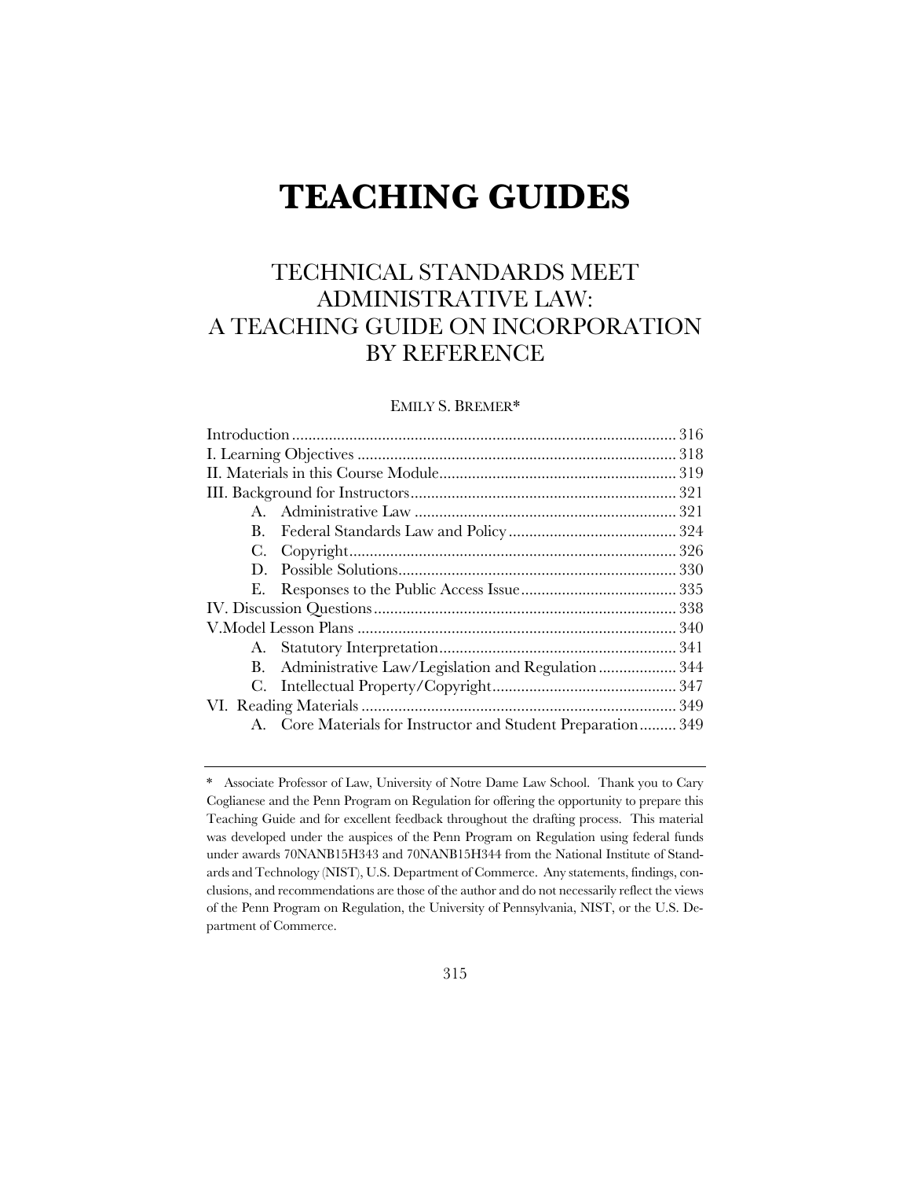# TEACHING GUIDES

## TECHNICAL STANDARDS MEET ADMINISTRATIVE LAW: A TEACHING GUIDE ON INCORPORATION BY REFERENCE

EMILY S. BREMER*

| | |
|---|---|
| Introduction | 316 |
| I. Learning Objectives | 318 |
| II. Materials in this Course Module | 319 |
| III. Background for Instructors | 321 |
| A. Administrative Law | 321 |
| B. Federal Standards Law and Policy | 324 |
| C. Copyright | 326 |
| D. Possible Solutions | 330 |
| E. Responses to the Public Access Issue | 335 |
| IV. Discussion Questions | 338 |
| V. Model Lesson Plans | 340 |
| A. Statutory Interpretation | 341 |
| B. Administrative Law/Legislation and Regulation | 344 |
| C. Intellectual Property/Copyright | 347 |
| VI. Reading Materials | 349 |
| A. Core Materials for Instructor and Student Preparation | 349 |

---

\* Associate Professor of Law, University of Notre Dame Law School. Thank you to Cary Coglianese and the Penn Program on Regulation for offering the opportunity to prepare this Teaching Guide and for excellent feedback throughout the drafting process. This material was developed under the auspices of the Penn Program on Regulation using federal funds under awards 70NANB15H343 and 70NANB15H344 from the National Institute of Standards and Technology (NIST), U.S. Department of Commerce. Any statements, findings, conclusions, and recommendations are those of the author and do not necessarily reflect the views of the Penn Program on Regulation, the University of Pennsylvania, NIST, or the U.S. Department of Commerce.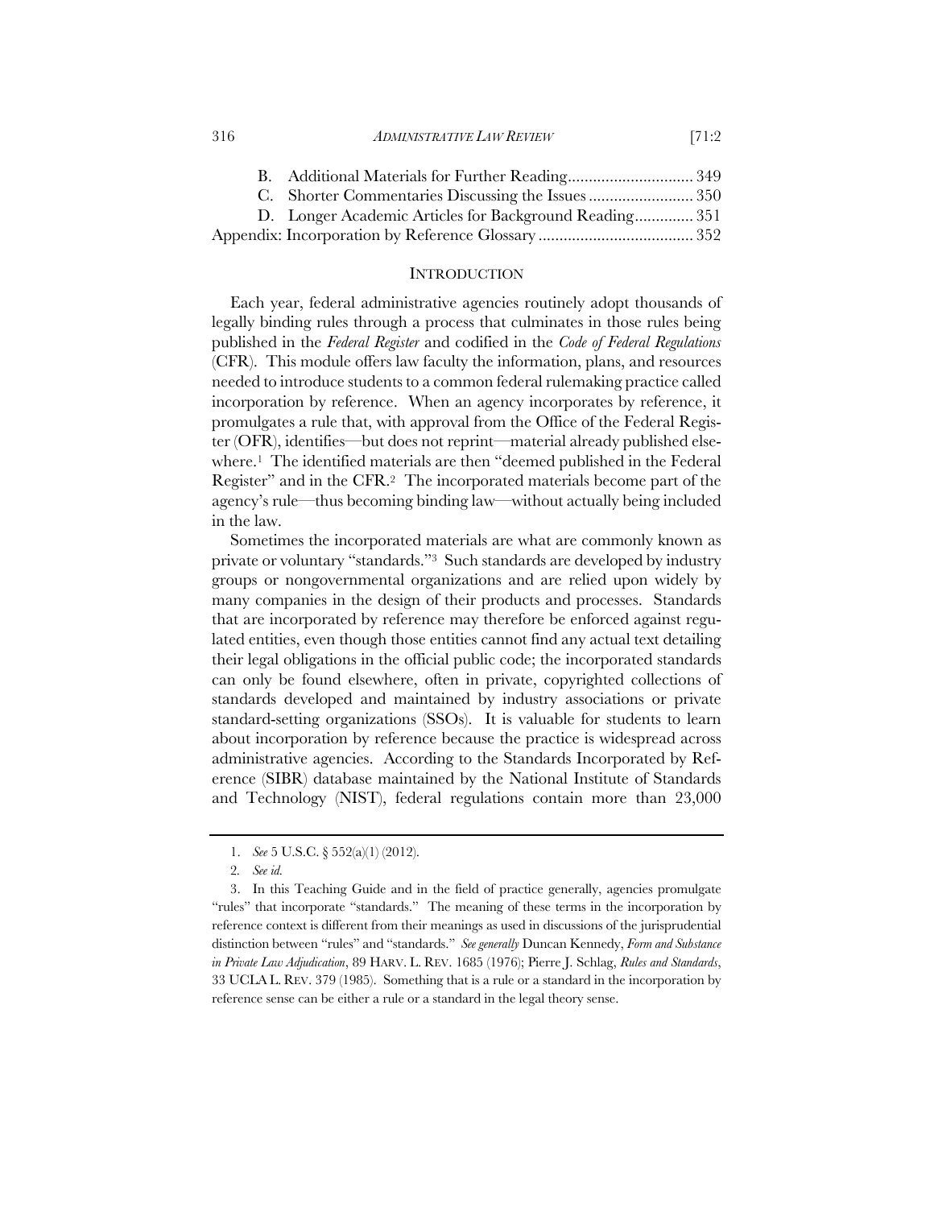B. Additional Materials for Further Reading .............................. 349
C. Shorter Commentaries Discussing the Issues ......................... 350
D. Longer Academic Articles for Background Reading .............. 351
Appendix: Incorporation by Reference Glossary ..................................... 352

## INTRODUCTION

Each year, federal administrative agencies routinely adopt thousands of legally binding rules through a process that culminates in those rules being published in the *Federal Register* and codified in the *Code of Federal Regulations* (CFR). This module offers law faculty the information, plans, and resources needed to introduce students to a common federal rulemaking practice called incorporation by reference. When an agency incorporates by reference, it promulgates a rule that, with approval from the Office of the Federal Register (OFR), identifies—but does not reprint—material already published elsewhere.[1] The identified materials are then "deemed published in the Federal Register" and in the CFR.[2] The incorporated materials become part of the agency's rule—thus becoming binding law—without actually being included in the law.

Sometimes the incorporated materials are what are commonly known as private or voluntary "standards."[3] Such standards are developed by industry groups or nongovernmental organizations and are relied upon widely by many companies in the design of their products and processes. Standards that are incorporated by reference may therefore be enforced against regulated entities, even though those entities cannot find any actual text detailing their legal obligations in the official public code; the incorporated standards can only be found elsewhere, often in private, copyrighted collections of standards developed and maintained by industry associations or private standard-setting organizations (SSOs). It is valuable for students to learn about incorporation by reference because the practice is widespread across administrative agencies. According to the Standards Incorporated by Reference (SIBR) database maintained by the National Institute of Standards and Technology (NIST), federal regulations contain more than 23,000

---

1. *See* 5 U.S.C. § 552(a)(1) (2012).

2. *See id.*

3. In this Teaching Guide and in the field of practice generally, agencies promulgate "rules" that incorporate "standards." The meaning of these terms in the incorporation by reference context is different from their meanings as used in discussions of the jurisprudential distinction between "rules" and "standards." *See generally* Duncan Kennedy, *Form and Substance in Private Law Adjudication*, 89 HARV. L. REV. 1685 (1976); Pierre J. Schlag, *Rules and Standards*, 33 UCLA L. REV. 379 (1985). Something that is a rule or a standard in the incorporation by reference sense can be either a rule or a standard in the legal theory sense.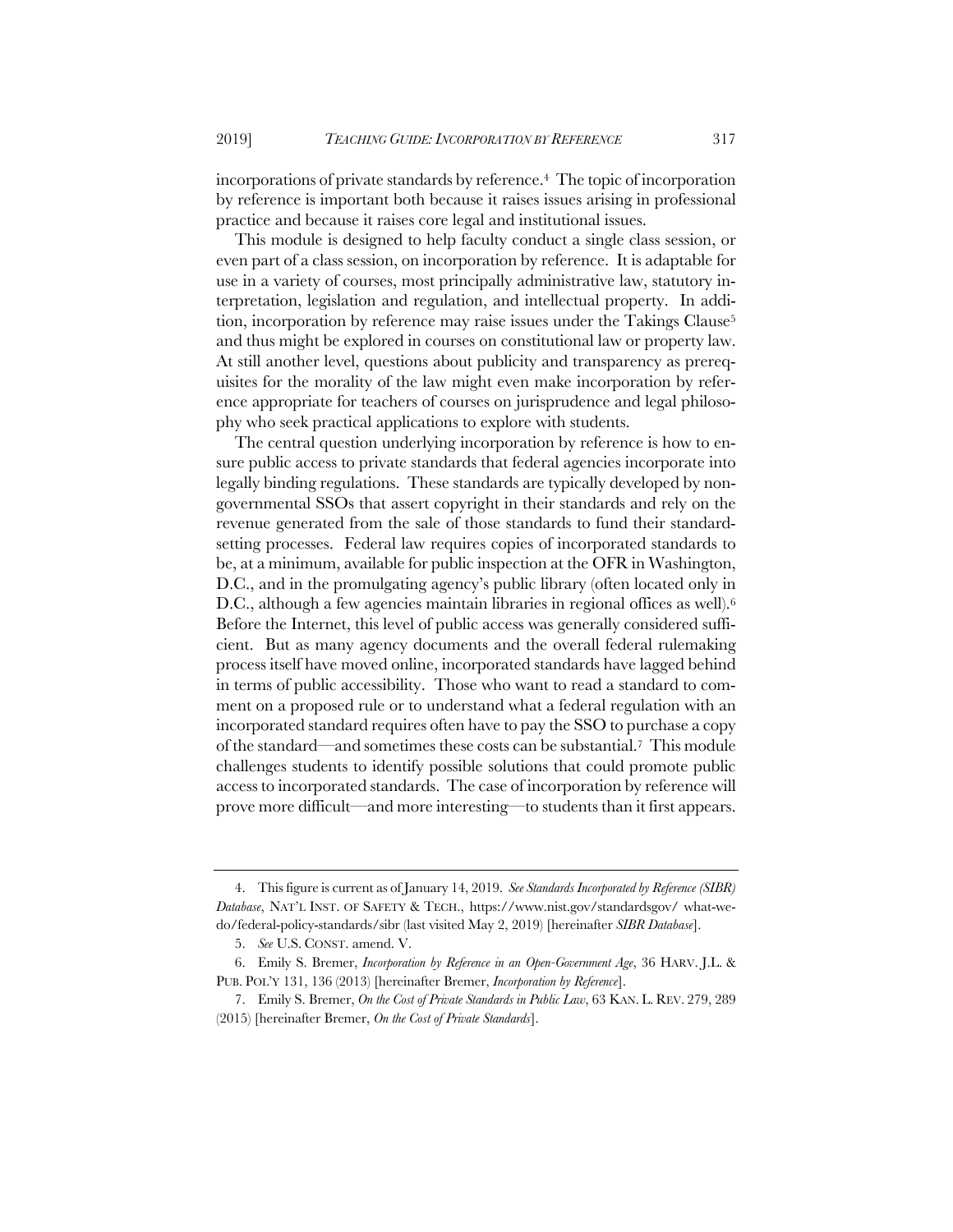incorporations of private standards by reference.[4] The topic of incorporation by reference is important both because it raises issues arising in professional practice and because it raises core legal and institutional issues.

This module is designed to help faculty conduct a single class session, or even part of a class session, on incorporation by reference. It is adaptable for use in a variety of courses, most principally administrative law, statutory interpretation, legislation and regulation, and intellectual property. In addition, incorporation by reference may raise issues under the Takings Clause[5] and thus might be explored in courses on constitutional law or property law. At still another level, questions about publicity and transparency as prerequisites for the morality of the law might even make incorporation by reference appropriate for teachers of courses on jurisprudence and legal philosophy who seek practical applications to explore with students.

The central question underlying incorporation by reference is how to ensure public access to private standards that federal agencies incorporate into legally binding regulations. These standards are typically developed by nongovernmental SSOs that assert copyright in their standards and rely on the revenue generated from the sale of those standards to fund their standard-setting processes. Federal law requires copies of incorporated standards to be, at a minimum, available for public inspection at the OFR in Washington, D.C., and in the promulgating agency's public library (often located only in D.C., although a few agencies maintain libraries in regional offices as well).[6] Before the Internet, this level of public access was generally considered sufficient. But as many agency documents and the overall federal rulemaking process itself have moved online, incorporated standards have lagged behind in terms of public accessibility. Those who want to read a standard to comment on a proposed rule or to understand what a federal regulation with an incorporated standard requires often have to pay the SSO to purchase a copy of the standard—and sometimes these costs can be substantial.[7] This module challenges students to identify possible solutions that could promote public access to incorporated standards. The case of incorporation by reference will prove more difficult—and more interesting—to students than it first appears.

---

4. This figure is current as of January 14, 2019. *See Standards Incorporated by Reference (SIBR) Database*, NAT'L INST. OF SAFETY & TECH., https://www.nist.gov/standardsgov/ what-we-do/federal-policy-standards/sibr (last visited May 2, 2019) [hereinafter *SIBR Database*].

5. *See* U.S. CONST. amend. V.

6. Emily S. Bremer, *Incorporation by Reference in an Open-Government Age*, 36 HARV. J.L. & PUB. POL'Y 131, 136 (2013) [hereinafter Bremer, *Incorporation by Reference*].

7. Emily S. Bremer, *On the Cost of Private Standards in Public Law*, 63 KAN. L. REV. 279, 289 (2015) [hereinafter Bremer, *On the Cost of Private Standards*].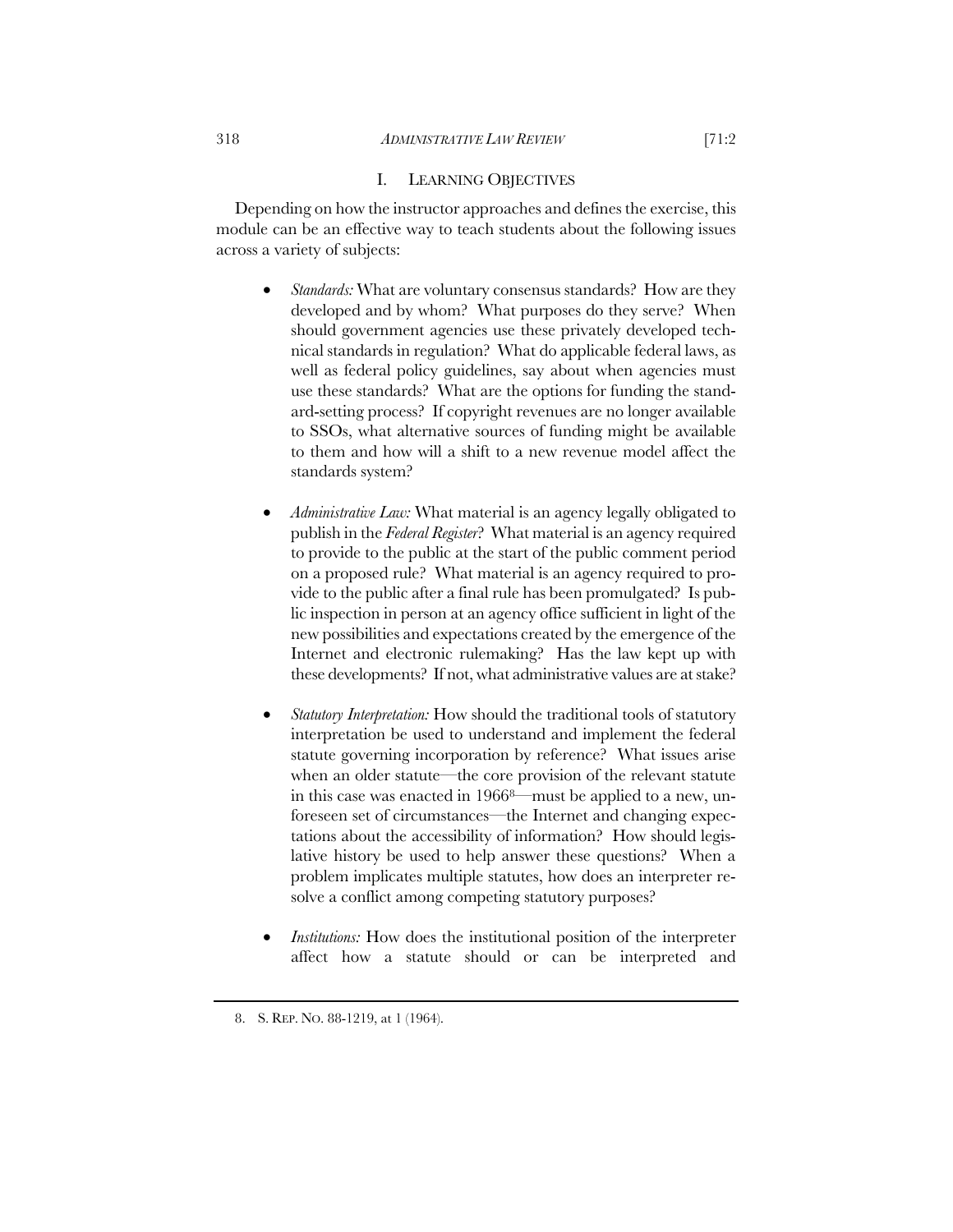## I. LEARNING OBJECTIVES

Depending on how the instructor approaches and defines the exercise, this module can be an effective way to teach students about the following issues across a variety of subjects:

- *Standards:* What are voluntary consensus standards? How are they developed and by whom? What purposes do they serve? When should government agencies use these privately developed technical standards in regulation? What do applicable federal laws, as well as federal policy guidelines, say about when agencies must use these standards? What are the options for funding the standard-setting process? If copyright revenues are no longer available to SSOs, what alternative sources of funding might be available to them and how will a shift to a new revenue model affect the standards system?

- *Administrative Law:* What material is an agency legally obligated to publish in the *Federal Register*? What material is an agency required to provide to the public at the start of the public comment period on a proposed rule? What material is an agency required to provide to the public after a final rule has been promulgated? Is public inspection in person at an agency office sufficient in light of the new possibilities and expectations created by the emergence of the Internet and electronic rulemaking? Has the law kept up with these developments? If not, what administrative values are at stake?

- *Statutory Interpretation:* How should the traditional tools of statutory interpretation be used to understand and implement the federal statute governing incorporation by reference? What issues arise when an older statute—the core provision of the relevant statute in this case was enacted in 1966[8]—must be applied to a new, unforeseen set of circumstances—the Internet and changing expectations about the accessibility of information? How should legislative history be used to help answer these questions? When a problem implicates multiple statutes, how does an interpreter resolve a conflict among competing statutory purposes?

- *Institutions:* How does the institutional position of the interpreter affect how a statute should or can be interpreted and

---

8. S. REP. NO. 88-1219, at 1 (1964).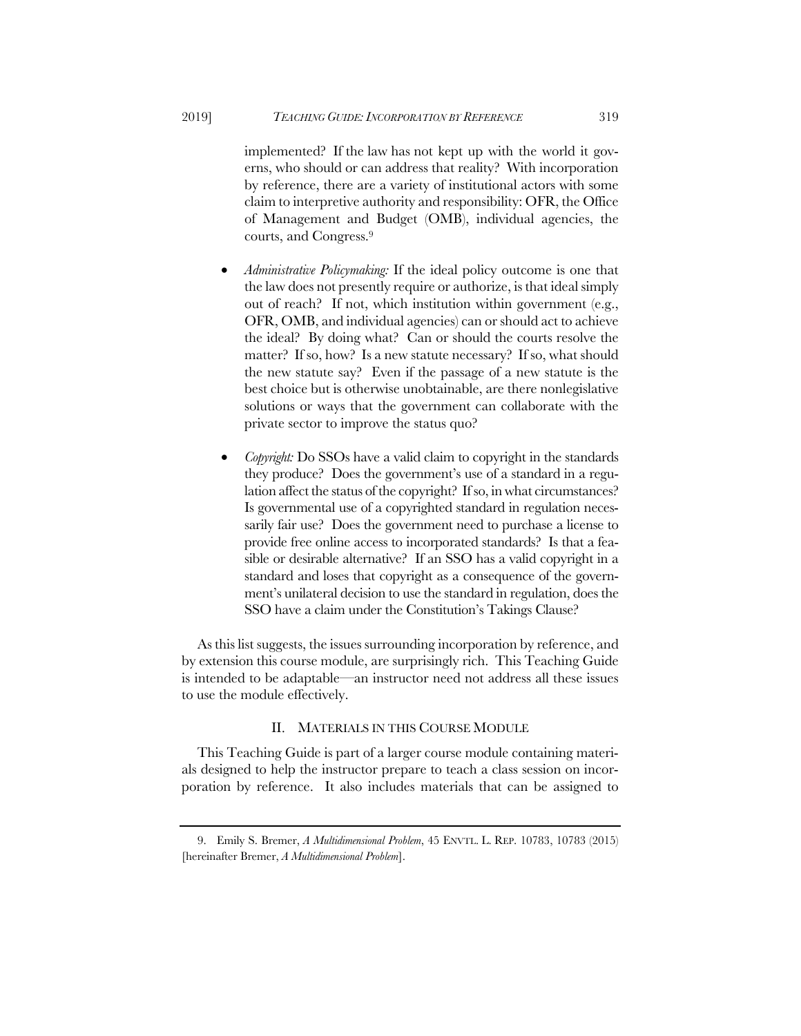implemented? If the law has not kept up with the world it governs, who should or can address that reality? With incorporation by reference, there are a variety of institutional actors with some claim to interpretive authority and responsibility: OFR, the Office of Management and Budget (OMB), individual agencies, the courts, and Congress.[9]

- *Administrative Policymaking:* If the ideal policy outcome is one that the law does not presently require or authorize, is that ideal simply out of reach? If not, which institution within government (e.g., OFR, OMB, and individual agencies) can or should act to achieve the ideal? By doing what? Can or should the courts resolve the matter? If so, how? Is a new statute necessary? If so, what should the new statute say? Even if the passage of a new statute is the best choice but is otherwise unobtainable, are there nonlegislative solutions or ways that the government can collaborate with the private sector to improve the status quo?

- *Copyright:* Do SSOs have a valid claim to copyright in the standards they produce? Does the government's use of a standard in a regulation affect the status of the copyright? If so, in what circumstances? Is governmental use of a copyrighted standard in regulation necessarily fair use? Does the government need to purchase a license to provide free online access to incorporated standards? Is that a feasible or desirable alternative? If an SSO has a valid copyright in a standard and loses that copyright as a consequence of the government's unilateral decision to use the standard in regulation, does the SSO have a claim under the Constitution's Takings Clause?

As this list suggests, the issues surrounding incorporation by reference, and by extension this course module, are surprisingly rich. This Teaching Guide is intended to be adaptable—an instructor need not address all these issues to use the module effectively.

## II. MATERIALS IN THIS COURSE MODULE

This Teaching Guide is part of a larger course module containing materials designed to help the instructor prepare to teach a class session on incorporation by reference. It also includes materials that can be assigned to

9. Emily S. Bremer, *A Multidimensional Problem*, 45 ENVTL. L. REP. 10783, 10783 (2015) [hereinafter Bremer, *A Multidimensional Problem*].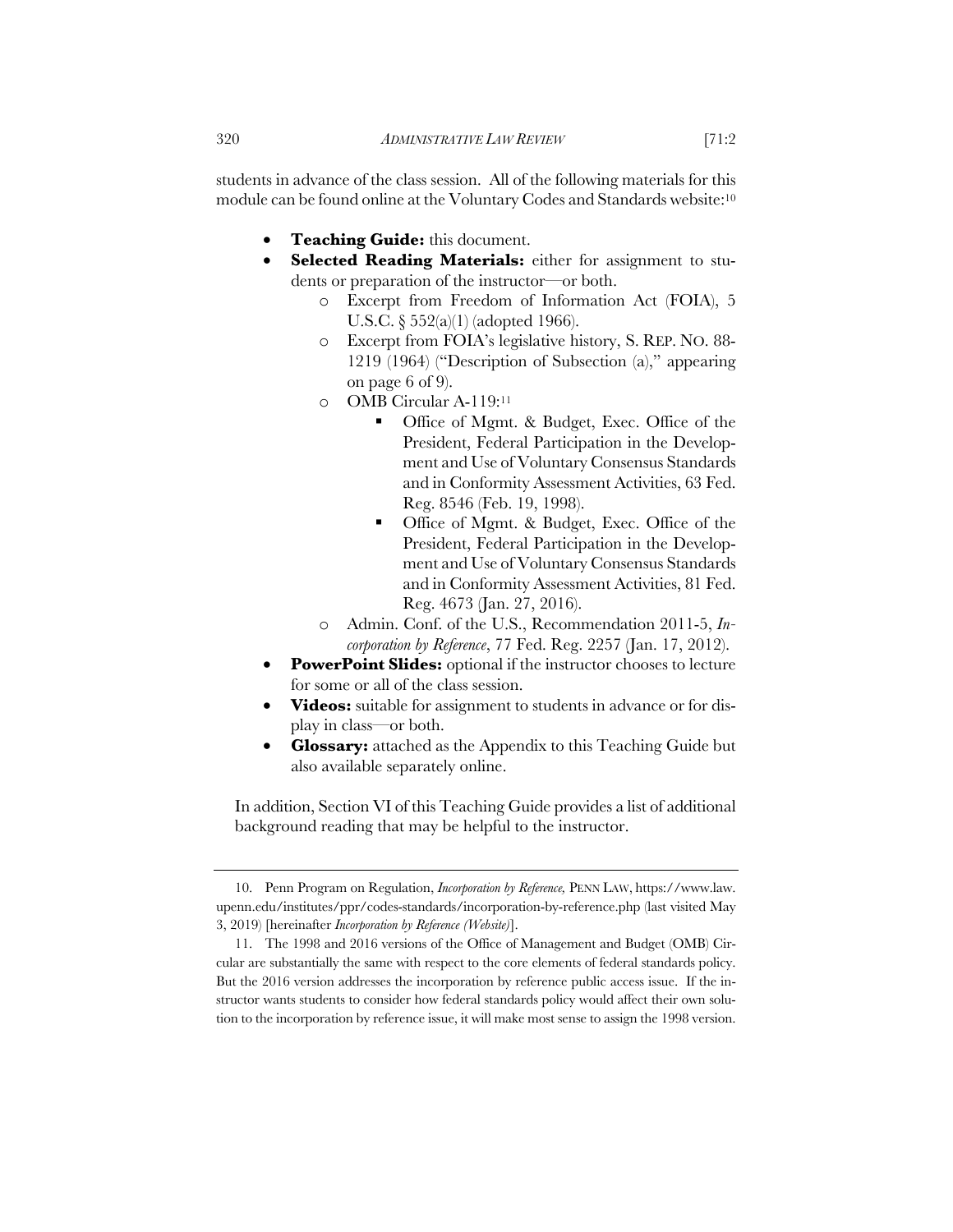students in advance of the class session. All of the following materials for this module can be found online at the Voluntary Codes and Standards website:[10]

- **Teaching Guide:** this document.
- **Selected Reading Materials:** either for assignment to students or preparation of the instructor—or both.
  - Excerpt from Freedom of Information Act (FOIA), 5 U.S.C. § 552(a)(1) (adopted 1966).
  - Excerpt from FOIA's legislative history, S. REP. NO. 88-1219 (1964) ("Description of Subsection (a)," appearing on page 6 of 9).
  - OMB Circular A-119:[11]
    - Office of Mgmt. & Budget, Exec. Office of the President, Federal Participation in the Development and Use of Voluntary Consensus Standards and in Conformity Assessment Activities, 63 Fed. Reg. 8546 (Feb. 19, 1998).
    - Office of Mgmt. & Budget, Exec. Office of the President, Federal Participation in the Development and Use of Voluntary Consensus Standards and in Conformity Assessment Activities, 81 Fed. Reg. 4673 (Jan. 27, 2016).
  - Admin. Conf. of the U.S., Recommendation 2011-5, *Incorporation by Reference*, 77 Fed. Reg. 2257 (Jan. 17, 2012).
- **PowerPoint Slides:** optional if the instructor chooses to lecture for some or all of the class session.
- **Videos:** suitable for assignment to students in advance or for display in class—or both.
- **Glossary:** attached as the Appendix to this Teaching Guide but also available separately online.

In addition, Section VI of this Teaching Guide provides a list of additional background reading that may be helpful to the instructor.

---

10. Penn Program on Regulation, *Incorporation by Reference,* PENN LAW, https://www.law.upenn.edu/institutes/ppr/codes-standards/incorporation-by-reference.php (last visited May 3, 2019) [hereinafter *Incorporation by Reference (Website)*].

11. The 1998 and 2016 versions of the Office of Management and Budget (OMB) Circular are substantially the same with respect to the core elements of federal standards policy. But the 2016 version addresses the incorporation by reference public access issue. If the instructor wants students to consider how federal standards policy would affect their own solution to the incorporation by reference issue, it will make most sense to assign the 1998 version.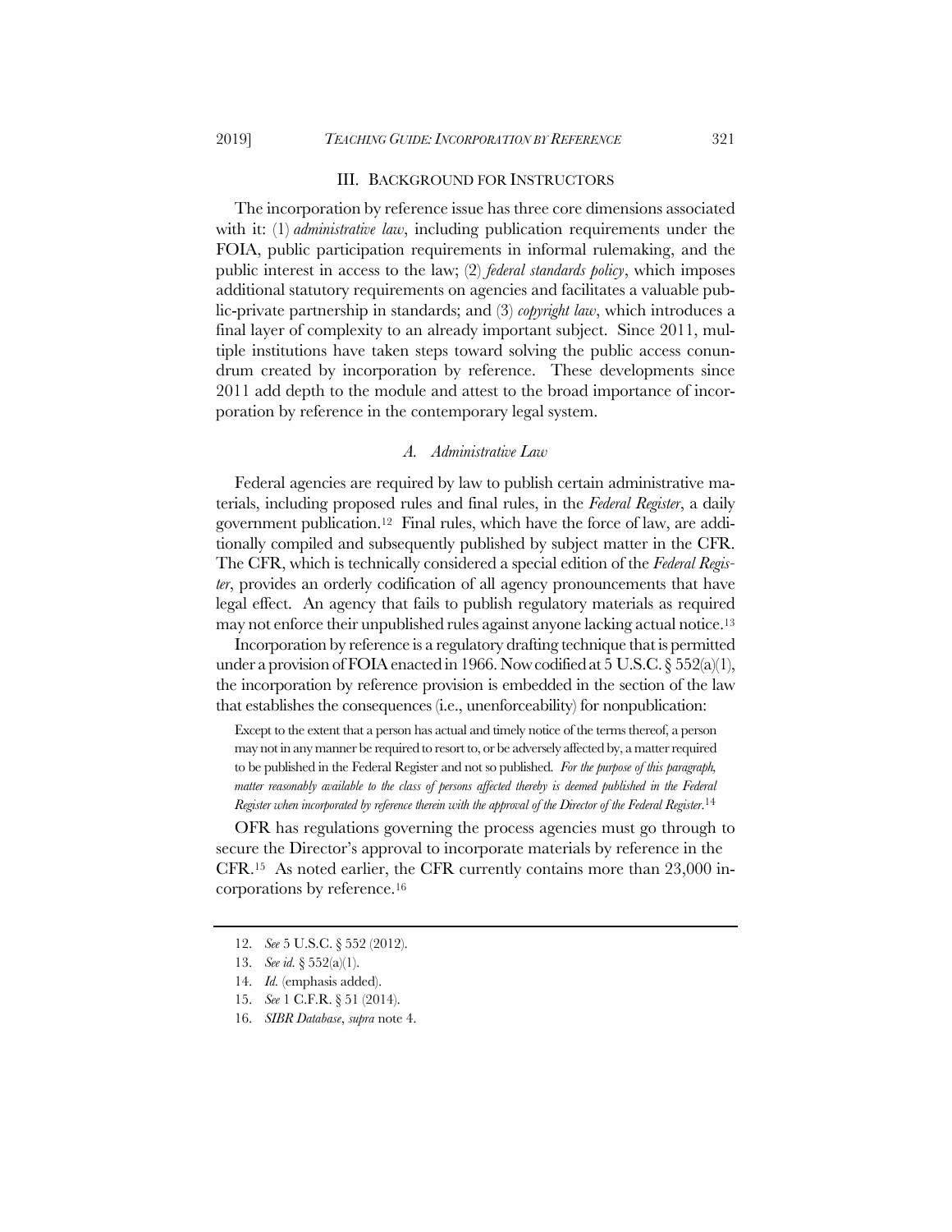## III. BACKGROUND FOR INSTRUCTORS

The incorporation by reference issue has three core dimensions associated with it: (1) *administrative law*, including publication requirements under the FOIA, public participation requirements in informal rulemaking, and the public interest in access to the law; (2) *federal standards policy*, which imposes additional statutory requirements on agencies and facilitates a valuable public-private partnership in standards; and (3) *copyright law*, which introduces a final layer of complexity to an already important subject. Since 2011, multiple institutions have taken steps toward solving the public access conundrum created by incorporation by reference. These developments since 2011 add depth to the module and attest to the broad importance of incorporation by reference in the contemporary legal system.

### *A. Administrative Law*

Federal agencies are required by law to publish certain administrative materials, including proposed rules and final rules, in the *Federal Register*, a daily government publication.[12] Final rules, which have the force of law, are additionally compiled and subsequently published by subject matter in the CFR. The CFR, which is technically considered a special edition of the *Federal Register*, provides an orderly codification of all agency pronouncements that have legal effect. An agency that fails to publish regulatory materials as required may not enforce their unpublished rules against anyone lacking actual notice.[13]

Incorporation by reference is a regulatory drafting technique that is permitted under a provision of FOIA enacted in 1966. Now codified at 5 U.S.C. § 552(a)(1), the incorporation by reference provision is embedded in the section of the law that establishes the consequences (i.e., unenforceability) for nonpublication:

> Except to the extent that a person has actual and timely notice of the terms thereof, a person may not in any manner be required to resort to, or be adversely affected by, a matter required to be published in the Federal Register and not so published. *For the purpose of this paragraph, matter reasonably available to the class of persons affected thereby is deemed published in the Federal Register when incorporated by reference therein with the approval of the Director of the Federal Register.*[14]

OFR has regulations governing the process agencies must go through to secure the Director's approval to incorporate materials by reference in the CFR.[15] As noted earlier, the CFR currently contains more than 23,000 incorporations by reference.[16]

---

12. *See* 5 U.S.C. § 552 (2012).
13. *See id.* § 552(a)(1).
14. *Id.* (emphasis added).
15. *See* 1 C.F.R. § 51 (2014).
16. *SIBR Database*, *supra* note 4.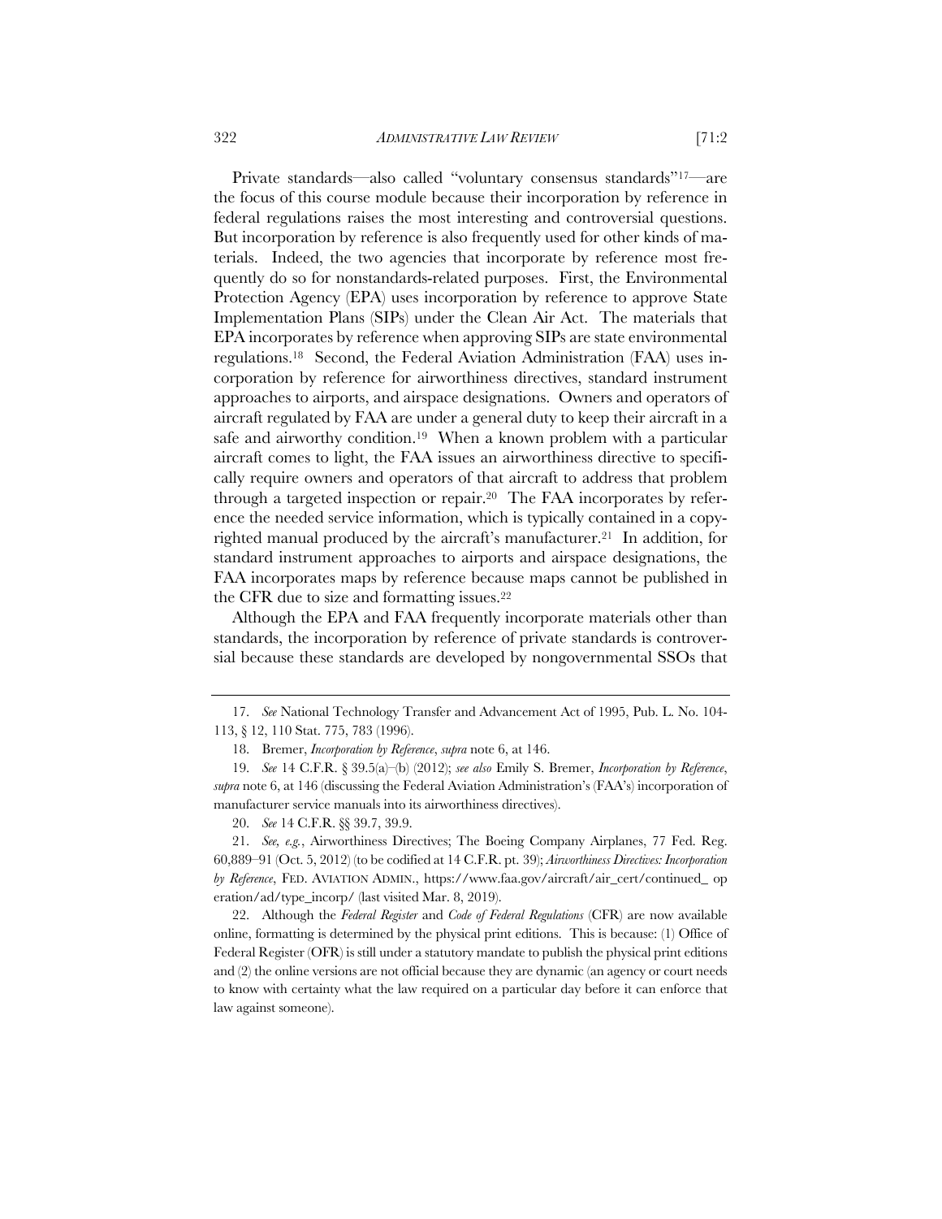Private standards—also called "voluntary consensus standards"[17]—are the focus of this course module because their incorporation by reference in federal regulations raises the most interesting and controversial questions. But incorporation by reference is also frequently used for other kinds of materials. Indeed, the two agencies that incorporate by reference most frequently do so for nonstandards-related purposes. First, the Environmental Protection Agency (EPA) uses incorporation by reference to approve State Implementation Plans (SIPs) under the Clean Air Act. The materials that EPA incorporates by reference when approving SIPs are state environmental regulations.[18] Second, the Federal Aviation Administration (FAA) uses incorporation by reference for airworthiness directives, standard instrument approaches to airports, and airspace designations. Owners and operators of aircraft regulated by FAA are under a general duty to keep their aircraft in a safe and airworthy condition.[19] When a known problem with a particular aircraft comes to light, the FAA issues an airworthiness directive to specifically require owners and operators of that aircraft to address that problem through a targeted inspection or repair.[20] The FAA incorporates by reference the needed service information, which is typically contained in a copyrighted manual produced by the aircraft's manufacturer.[21] In addition, for standard instrument approaches to airports and airspace designations, the FAA incorporates maps by reference because maps cannot be published in the CFR due to size and formatting issues.[22]

Although the EPA and FAA frequently incorporate materials other than standards, the incorporation by reference of private standards is controversial because these standards are developed by nongovernmental SSOs that

---

17. *See* National Technology Transfer and Advancement Act of 1995, Pub. L. No. 104-113, § 12, 110 Stat. 775, 783 (1996).

18. Bremer, *Incorporation by Reference*, *supra* note 6, at 146.

19. *See* 14 C.F.R. § 39.5(a)–(b) (2012); *see also* Emily S. Bremer, *Incorporation by Reference*, *supra* note 6, at 146 (discussing the Federal Aviation Administration's (FAA's) incorporation of manufacturer service manuals into its airworthiness directives).

20. *See* 14 C.F.R. §§ 39.7, 39.9.

21. *See, e.g.*, Airworthiness Directives; The Boeing Company Airplanes, 77 Fed. Reg. 60,889–91 (Oct. 5, 2012) (to be codified at 14 C.F.R. pt. 39); *Airworthiness Directives: Incorporation by Reference*, FED. AVIATION ADMIN., https://www.faa.gov/aircraft/air_cert/continued_ operation/ad/type_incorp/ (last visited Mar. 8, 2019).

22. Although the *Federal Register* and *Code of Federal Regulations* (CFR) are now available online, formatting is determined by the physical print editions. This is because: (1) Office of Federal Register (OFR) is still under a statutory mandate to publish the physical print editions and (2) the online versions are not official because they are dynamic (an agency or court needs to know with certainty what the law required on a particular day before it can enforce that law against someone).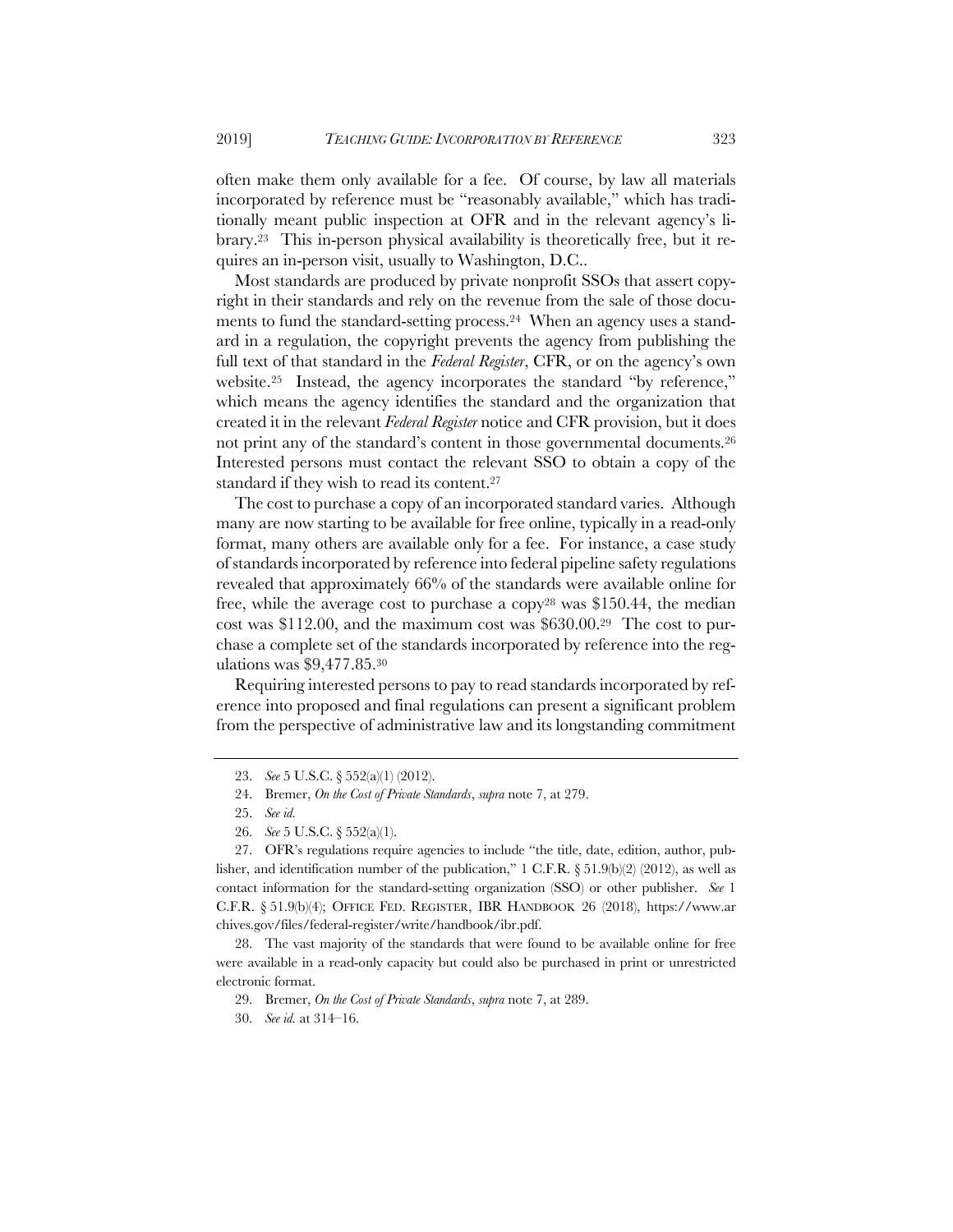often make them only available for a fee. Of course, by law all materials incorporated by reference must be "reasonably available," which has traditionally meant public inspection at OFR and in the relevant agency's library.[23] This in-person physical availability is theoretically free, but it requires an in-person visit, usually to Washington, D.C..

Most standards are produced by private nonprofit SSOs that assert copyright in their standards and rely on the revenue from the sale of those documents to fund the standard-setting process.[24] When an agency uses a standard in a regulation, the copyright prevents the agency from publishing the full text of that standard in the *Federal Register*, CFR, or on the agency's own website.[25] Instead, the agency incorporates the standard "by reference," which means the agency identifies the standard and the organization that created it in the relevant *Federal Register* notice and CFR provision, but it does not print any of the standard's content in those governmental documents.[26] Interested persons must contact the relevant SSO to obtain a copy of the standard if they wish to read its content.[27]

The cost to purchase a copy of an incorporated standard varies. Although many are now starting to be available for free online, typically in a read-only format, many others are available only for a fee. For instance, a case study of standards incorporated by reference into federal pipeline safety regulations revealed that approximately 66% of the standards were available online for free, while the average cost to purchase a copy[28] was $150.44, the median cost was $112.00, and the maximum cost was $630.00.[29] The cost to purchase a complete set of the standards incorporated by reference into the regulations was $9,477.85.[30]

Requiring interested persons to pay to read standards incorporated by reference into proposed and final regulations can present a significant problem from the perspective of administrative law and its longstanding commitment

---

23. *See* 5 U.S.C. § 552(a)(1) (2012).

24. Bremer, *On the Cost of Private Standards*, *supra* note 7, at 279.

25. *See id.*

26. *See* 5 U.S.C. § 552(a)(1).

27. OFR's regulations require agencies to include "the title, date, edition, author, publisher, and identification number of the publication," 1 C.F.R. § 51.9(b)(2) (2012), as well as contact information for the standard-setting organization (SSO) or other publisher. *See* 1 C.F.R. § 51.9(b)(4); OFFICE FED. REGISTER, IBR HANDBOOK 26 (2018), https://www.archives.gov/files/federal-register/write/handbook/ibr.pdf.

28. The vast majority of the standards that were found to be available online for free were available in a read-only capacity but could also be purchased in print or unrestricted electronic format.

29. Bremer, *On the Cost of Private Standards*, *supra* note 7, at 289.

30. *See id.* at 314–16.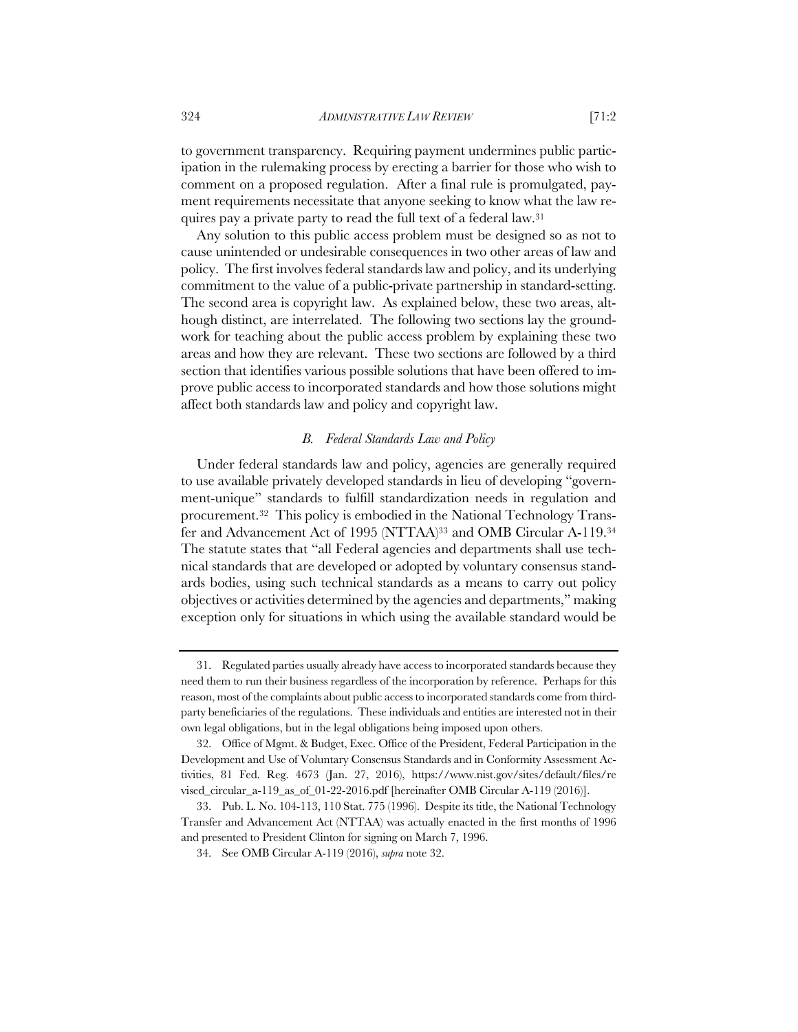to government transparency. Requiring payment undermines public participation in the rulemaking process by erecting a barrier for those who wish to comment on a proposed regulation. After a final rule is promulgated, payment requirements necessitate that anyone seeking to know what the law requires pay a private party to read the full text of a federal law.[31]

Any solution to this public access problem must be designed so as not to cause unintended or undesirable consequences in two other areas of law and policy. The first involves federal standards law and policy, and its underlying commitment to the value of a public-private partnership in standard-setting. The second area is copyright law. As explained below, these two areas, although distinct, are interrelated. The following two sections lay the groundwork for teaching about the public access problem by explaining these two areas and how they are relevant. These two sections are followed by a third section that identifies various possible solutions that have been offered to improve public access to incorporated standards and how those solutions might affect both standards law and policy and copyright law.

### *B. Federal Standards Law and Policy*

Under federal standards law and policy, agencies are generally required to use available privately developed standards in lieu of developing "government-unique" standards to fulfill standardization needs in regulation and procurement.[32] This policy is embodied in the National Technology Transfer and Advancement Act of 1995 (NTTAA)[33] and OMB Circular A-119.[34] The statute states that "all Federal agencies and departments shall use technical standards that are developed or adopted by voluntary consensus standards bodies, using such technical standards as a means to carry out policy objectives or activities determined by the agencies and departments," making exception only for situations in which using the available standard would be

---

31. Regulated parties usually already have access to incorporated standards because they need them to run their business regardless of the incorporation by reference. Perhaps for this reason, most of the complaints about public access to incorporated standards come from third-party beneficiaries of the regulations. These individuals and entities are interested not in their own legal obligations, but in the legal obligations being imposed upon others.

32. Office of Mgmt. & Budget, Exec. Office of the President, Federal Participation in the Development and Use of Voluntary Consensus Standards and in Conformity Assessment Activities, 81 Fed. Reg. 4673 (Jan. 27, 2016), https://www.nist.gov/sites/default/files/revised_circular_a-119_as_of_01-22-2016.pdf [hereinafter OMB Circular A-119 (2016)].

33. Pub. L. No. 104-113, 110 Stat. 775 (1996). Despite its title, the National Technology Transfer and Advancement Act (NTTAA) was actually enacted in the first months of 1996 and presented to President Clinton for signing on March 7, 1996.

34. See OMB Circular A-119 (2016), *supra* note 32.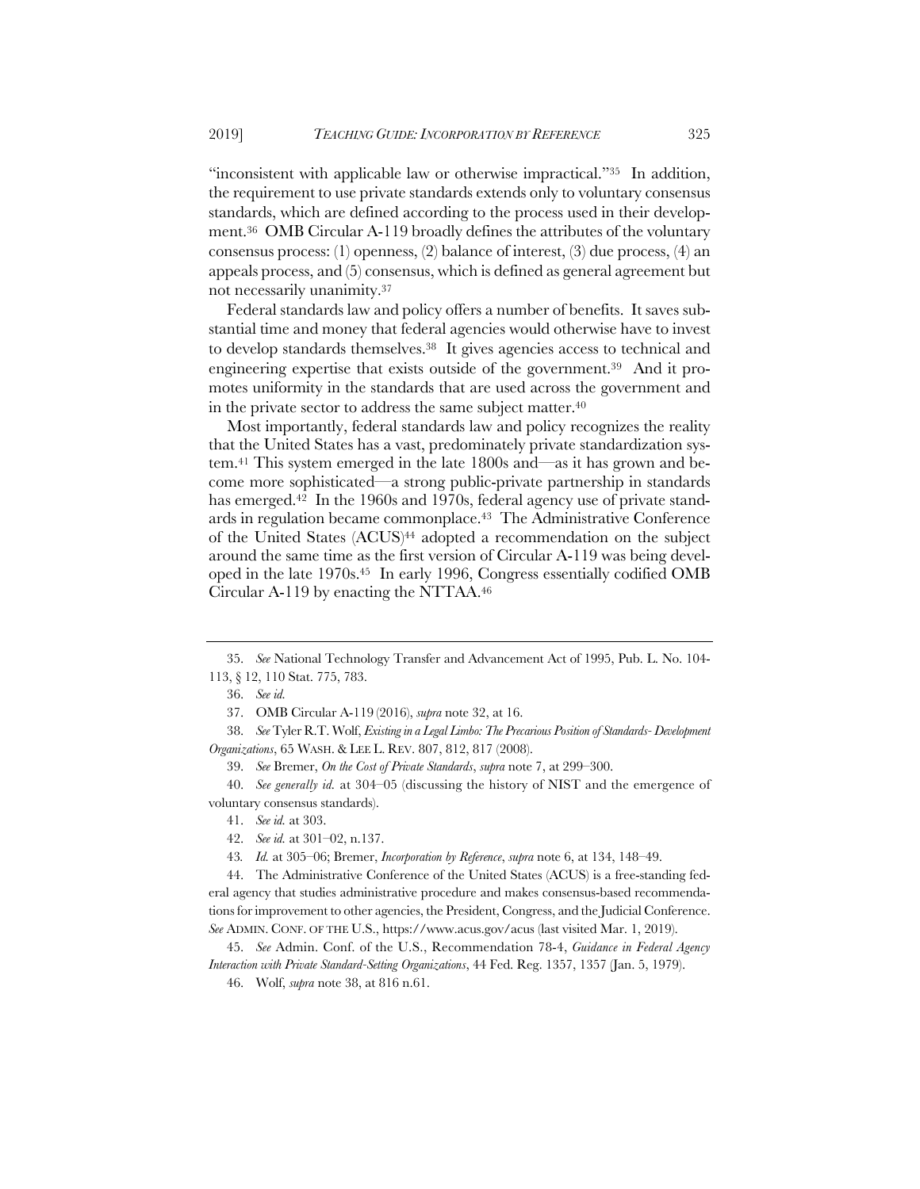"inconsistent with applicable law or otherwise impractical."[35] In addition, the requirement to use private standards extends only to voluntary consensus standards, which are defined according to the process used in their development.[36] OMB Circular A-119 broadly defines the attributes of the voluntary consensus process: (1) openness, (2) balance of interest, (3) due process, (4) an appeals process, and (5) consensus, which is defined as general agreement but not necessarily unanimity.[37]

Federal standards law and policy offers a number of benefits. It saves substantial time and money that federal agencies would otherwise have to invest to develop standards themselves.[38] It gives agencies access to technical and engineering expertise that exists outside of the government.[39] And it promotes uniformity in the standards that are used across the government and in the private sector to address the same subject matter.[40]

Most importantly, federal standards law and policy recognizes the reality that the United States has a vast, predominately private standardization system.[41] This system emerged in the late 1800s and—as it has grown and become more sophisticated—a strong public-private partnership in standards has emerged.[42] In the 1960s and 1970s, federal agency use of private standards in regulation became commonplace.[43] The Administrative Conference of the United States (ACUS)[44] adopted a recommendation on the subject around the same time as the first version of Circular A-119 was being developed in the late 1970s.[45] In early 1996, Congress essentially codified OMB Circular A-119 by enacting the NTTAA.[46]

---

35. *See* National Technology Transfer and Advancement Act of 1995, Pub. L. No. 104-113, § 12, 110 Stat. 775, 783.

36. *See id.*

37. OMB Circular A-119 (2016), *supra* note 32, at 16.

38. *See* Tyler R.T. Wolf, *Existing in a Legal Limbo: The Precarious Position of Standards- Development Organizations*, 65 WASH. & LEE L. REV. 807, 812, 817 (2008).

39. *See* Bremer, *On the Cost of Private Standards*, *supra* note 7, at 299–300.

40. *See generally id.* at 304–05 (discussing the history of NIST and the emergence of voluntary consensus standards).

41. *See id.* at 303.

42. *See id.* at 301–02, n.137.

43. *Id.* at 305–06; Bremer, *Incorporation by Reference*, *supra* note 6, at 134, 148–49.

44. The Administrative Conference of the United States (ACUS) is a free-standing federal agency that studies administrative procedure and makes consensus-based recommendations for improvement to other agencies, the President, Congress, and the Judicial Conference. *See* ADMIN. CONF. OF THE U.S., https://www.acus.gov/acus (last visited Mar. 1, 2019).

45. *See* Admin. Conf. of the U.S., Recommendation 78-4, *Guidance in Federal Agency Interaction with Private Standard-Setting Organizations*, 44 Fed. Reg. 1357, 1357 (Jan. 5, 1979).

46. Wolf, *supra* note 38, at 816 n.61.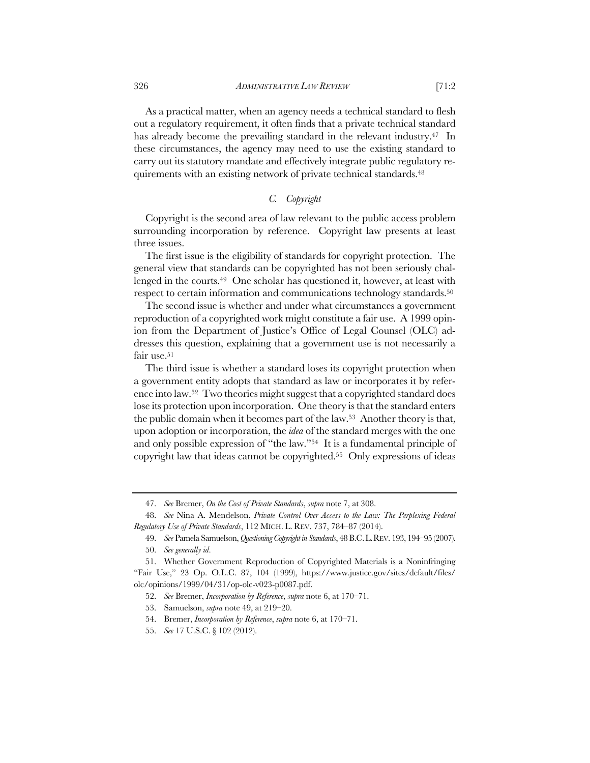As a practical matter, when an agency needs a technical standard to flesh out a regulatory requirement, it often finds that a private technical standard has already become the prevailing standard in the relevant industry.[47] In these circumstances, the agency may need to use the existing standard to carry out its statutory mandate and effectively integrate public regulatory requirements with an existing network of private technical standards.[48]

### *C. Copyright*

Copyright is the second area of law relevant to the public access problem surrounding incorporation by reference. Copyright law presents at least three issues.

The first issue is the eligibility of standards for copyright protection. The general view that standards can be copyrighted has not been seriously challenged in the courts.[49] One scholar has questioned it, however, at least with respect to certain information and communications technology standards.[50]

The second issue is whether and under what circumstances a government reproduction of a copyrighted work might constitute a fair use. A 1999 opinion from the Department of Justice's Office of Legal Counsel (OLC) addresses this question, explaining that a government use is not necessarily a fair use.[51]

The third issue is whether a standard loses its copyright protection when a government entity adopts that standard as law or incorporates it by reference into law.[52] Two theories might suggest that a copyrighted standard does lose its protection upon incorporation. One theory is that the standard enters the public domain when it becomes part of the law.[53] Another theory is that, upon adoption or incorporation, the *idea* of the standard merges with the one and only possible expression of "the law."[54] It is a fundamental principle of copyright law that ideas cannot be copyrighted.[55] Only expressions of ideas

---

47. *See* Bremer, *On the Cost of Private Standards*, *supra* note 7, at 308.

48. *See* Nina A. Mendelson, *Private Control Over Access to the Law: The Perplexing Federal Regulatory Use of Private Standards*, 112 MICH. L. REV. 737, 784–87 (2014).

49. *See* Pamela Samuelson, *Questioning Copyright in Standards*, 48 B.C. L. REV. 193, 194–95 (2007).

50. *See generally id*.

51. Whether Government Reproduction of Copyrighted Materials is a Noninfringing "Fair Use," 23 Op. O.L.C. 87, 104 (1999), https://www.justice.gov/sites/default/files/olc/opinions/1999/04/31/op-olc-v023-p0087.pdf.

52. *See* Bremer, *Incorporation by Reference*, *supra* note 6, at 170–71.

53. Samuelson, *supra* note 49, at 219–20.

54. Bremer, *Incorporation by Reference*, *supra* note 6, at 170–71.

55. *See* 17 U.S.C. § 102 (2012).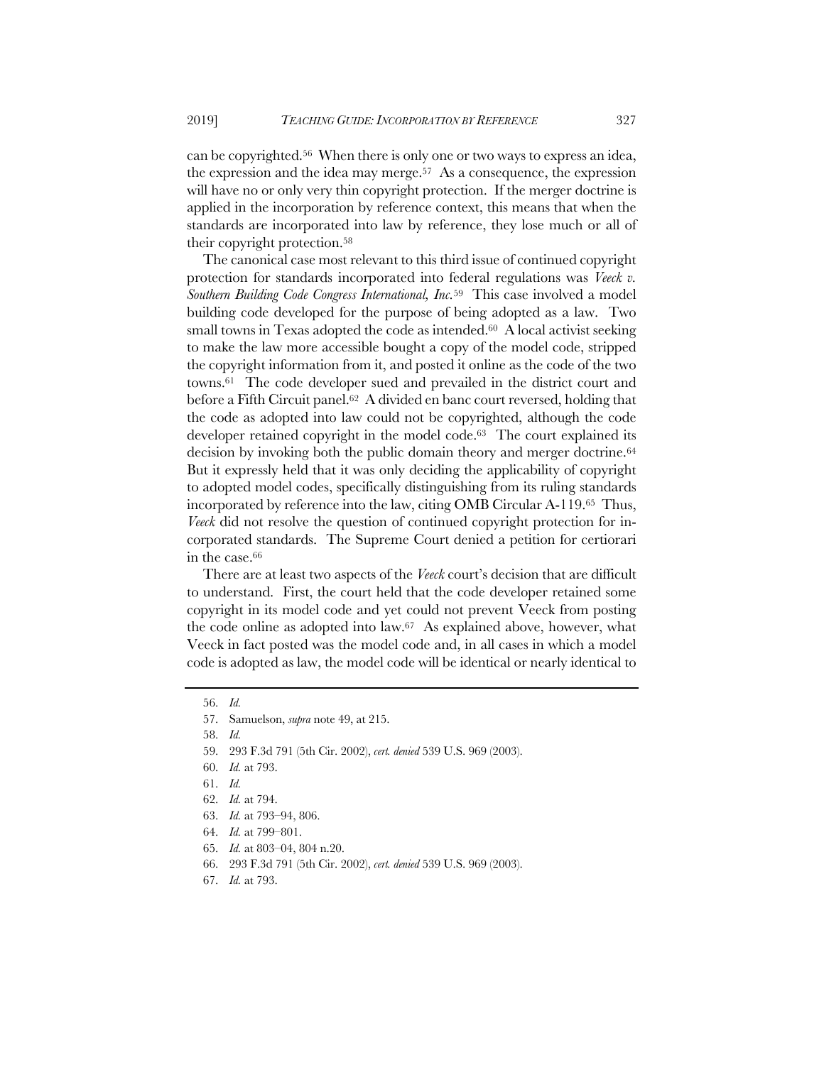can be copyrighted.[56] When there is only one or two ways to express an idea, the expression and the idea may merge.[57] As a consequence, the expression will have no or only very thin copyright protection. If the merger doctrine is applied in the incorporation by reference context, this means that when the standards are incorporated into law by reference, they lose much or all of their copyright protection.[58]

The canonical case most relevant to this third issue of continued copyright protection for standards incorporated into federal regulations was *Veeck v. Southern Building Code Congress International, Inc.*[59] This case involved a model building code developed for the purpose of being adopted as a law. Two small towns in Texas adopted the code as intended.[60] A local activist seeking to make the law more accessible bought a copy of the model code, stripped the copyright information from it, and posted it online as the code of the two towns.[61] The code developer sued and prevailed in the district court and before a Fifth Circuit panel.[62] A divided en banc court reversed, holding that the code as adopted into law could not be copyrighted, although the code developer retained copyright in the model code.[63] The court explained its decision by invoking both the public domain theory and merger doctrine.[64] But it expressly held that it was only deciding the applicability of copyright to adopted model codes, specifically distinguishing from its ruling standards incorporated by reference into the law, citing OMB Circular A-119.[65] Thus, *Veeck* did not resolve the question of continued copyright protection for incorporated standards. The Supreme Court denied a petition for certiorari in the case.[66]

There are at least two aspects of the *Veeck* court's decision that are difficult to understand. First, the court held that the code developer retained some copyright in its model code and yet could not prevent Veeck from posting the code online as adopted into law.[67] As explained above, however, what Veeck in fact posted was the model code and, in all cases in which a model code is adopted as law, the model code will be identical or nearly identical to

---

56. *Id.*

57. Samuelson, *supra* note 49, at 215.

58. *Id.*

59. 293 F.3d 791 (5th Cir. 2002), *cert. denied* 539 U.S. 969 (2003).

60. *Id.* at 793.

61. *Id.*

62. *Id.* at 794.

63. *Id.* at 793–94, 806.

64. *Id.* at 799–801.

65. *Id.* at 803–04, 804 n.20.

66. 293 F.3d 791 (5th Cir. 2002), *cert. denied* 539 U.S. 969 (2003).

67. *Id.* at 793.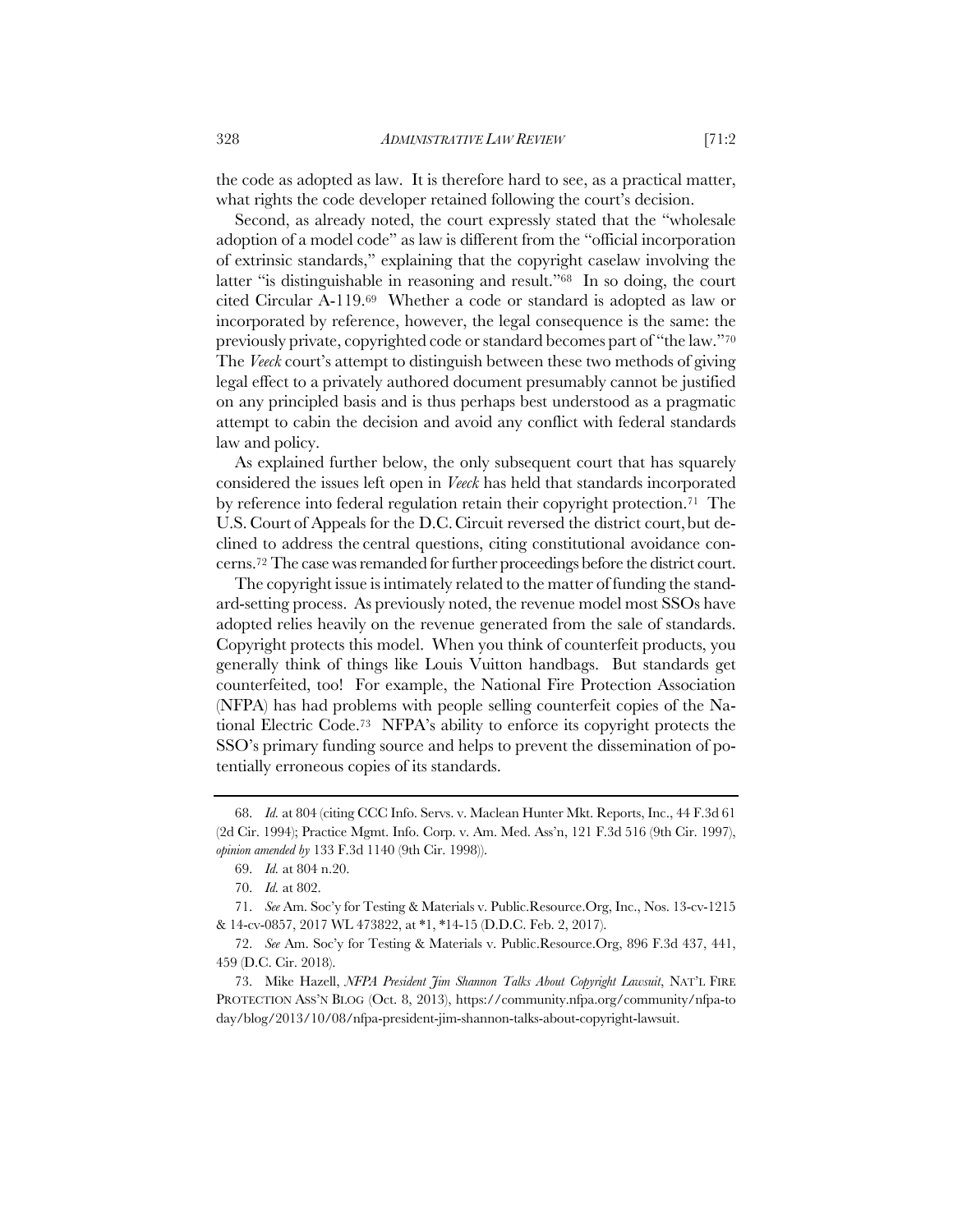the code as adopted as law. It is therefore hard to see, as a practical matter, what rights the code developer retained following the court's decision.

Second, as already noted, the court expressly stated that the "wholesale adoption of a model code" as law is different from the "official incorporation of extrinsic standards," explaining that the copyright caselaw involving the latter "is distinguishable in reasoning and result."[68] In so doing, the court cited Circular A-119.[69] Whether a code or standard is adopted as law or incorporated by reference, however, the legal consequence is the same: the previously private, copyrighted code or standard becomes part of "the law."[70] The *Veeck* court's attempt to distinguish between these two methods of giving legal effect to a privately authored document presumably cannot be justified on any principled basis and is thus perhaps best understood as a pragmatic attempt to cabin the decision and avoid any conflict with federal standards law and policy.

As explained further below, the only subsequent court that has squarely considered the issues left open in *Veeck* has held that standards incorporated by reference into federal regulation retain their copyright protection.[71] The U.S. Court of Appeals for the D.C. Circuit reversed the district court, but declined to address the central questions, citing constitutional avoidance concerns.[72] The case was remanded for further proceedings before the district court.

The copyright issue is intimately related to the matter of funding the standard-setting process. As previously noted, the revenue model most SSOs have adopted relies heavily on the revenue generated from the sale of standards. Copyright protects this model. When you think of counterfeit products, you generally think of things like Louis Vuitton handbags. But standards get counterfeited, too! For example, the National Fire Protection Association (NFPA) has had problems with people selling counterfeit copies of the National Electric Code.[73] NFPA's ability to enforce its copyright protects the SSO's primary funding source and helps to prevent the dissemination of potentially erroneous copies of its standards.

---

68. *Id.* at 804 (citing CCC Info. Servs. v. Maclean Hunter Mkt. Reports, Inc., 44 F.3d 61 (2d Cir. 1994); Practice Mgmt. Info. Corp. v. Am. Med. Ass'n, 121 F.3d 516 (9th Cir. 1997), *opinion amended by* 133 F.3d 1140 (9th Cir. 1998)).

69. *Id.* at 804 n.20.

70. *Id.* at 802.

71. *See* Am. Soc'y for Testing & Materials v. Public.Resource.Org, Inc., Nos. 13-cv-1215 & 14-cv-0857, 2017 WL 473822, at *1, *14-15 (D.D.C. Feb. 2, 2017).

72. *See* Am. Soc'y for Testing & Materials v. Public.Resource.Org, 896 F.3d 437, 441, 459 (D.C. Cir. 2018).

73. Mike Hazell, *NFPA President Jim Shannon Talks About Copyright Lawsuit*, NAT'L FIRE PROTECTION ASS'N BLOG (Oct. 8, 2013), https://community.nfpa.org/community/nfpa-today/blog/2013/10/08/nfpa-president-jim-shannon-talks-about-copyright-lawsuit.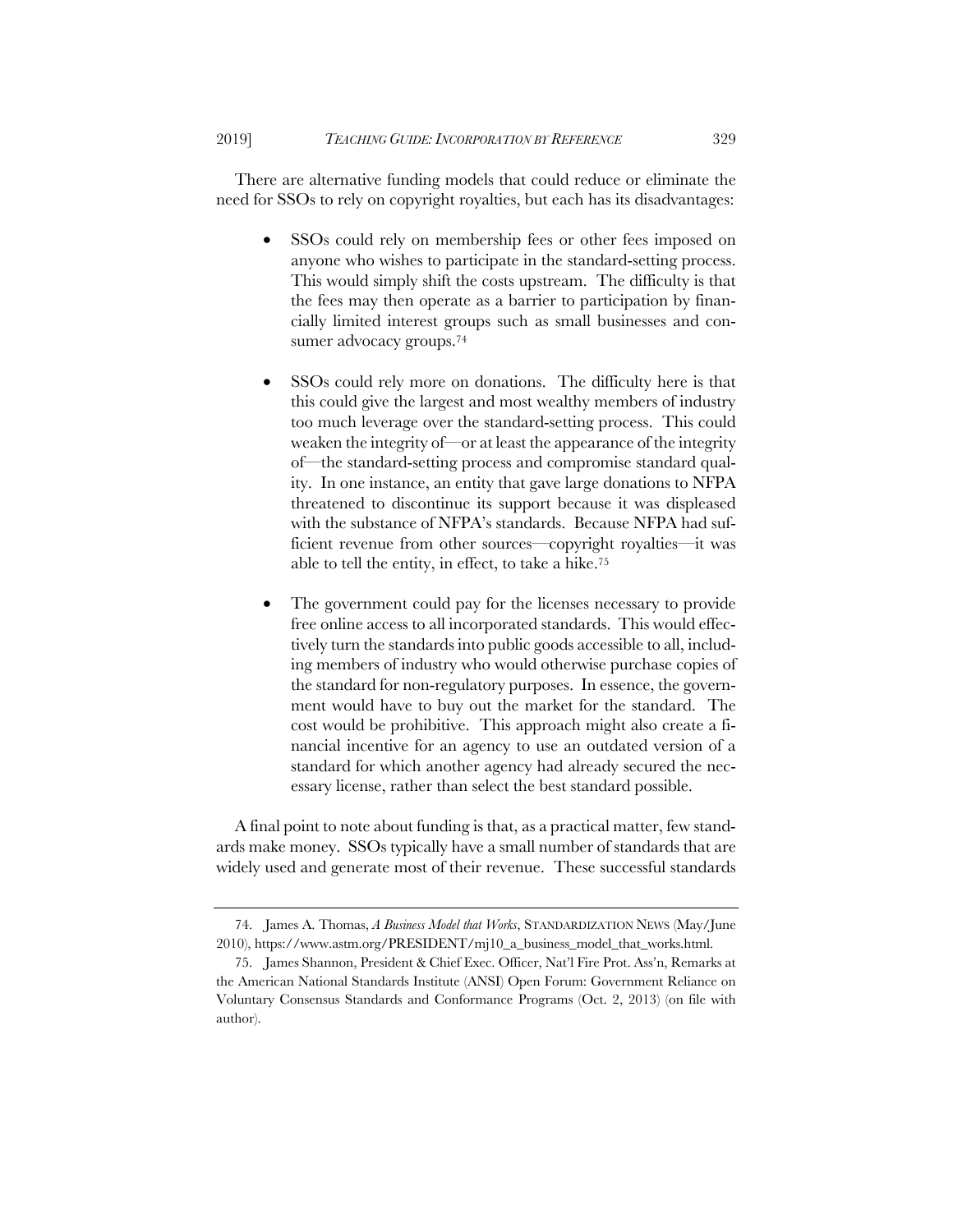There are alternative funding models that could reduce or eliminate the need for SSOs to rely on copyright royalties, but each has its disadvantages:

- SSOs could rely on membership fees or other fees imposed on anyone who wishes to participate in the standard-setting process. This would simply shift the costs upstream. The difficulty is that the fees may then operate as a barrier to participation by financially limited interest groups such as small businesses and consumer advocacy groups.[74]

- SSOs could rely more on donations. The difficulty here is that this could give the largest and most wealthy members of industry too much leverage over the standard-setting process. This could weaken the integrity of—or at least the appearance of the integrity of—the standard-setting process and compromise standard quality. In one instance, an entity that gave large donations to NFPA threatened to discontinue its support because it was displeased with the substance of NFPA's standards. Because NFPA had sufficient revenue from other sources—copyright royalties—it was able to tell the entity, in effect, to take a hike.[75]

- The government could pay for the licenses necessary to provide free online access to all incorporated standards. This would effectively turn the standards into public goods accessible to all, including members of industry who would otherwise purchase copies of the standard for non-regulatory purposes. In essence, the government would have to buy out the market for the standard. The cost would be prohibitive. This approach might also create a financial incentive for an agency to use an outdated version of a standard for which another agency had already secured the necessary license, rather than select the best standard possible.

A final point to note about funding is that, as a practical matter, few standards make money. SSOs typically have a small number of standards that are widely used and generate most of their revenue. These successful standards

---

74. James A. Thomas, *A Business Model that Works*, STANDARDIZATION NEWS (May/June 2010), https://www.astm.org/PRESIDENT/mj10_a_business_model_that_works.html.

75. James Shannon, President & Chief Exec. Officer, Nat'l Fire Prot. Ass'n, Remarks at the American National Standards Institute (ANSI) Open Forum: Government Reliance on Voluntary Consensus Standards and Conformance Programs (Oct. 2, 2013) (on file with author).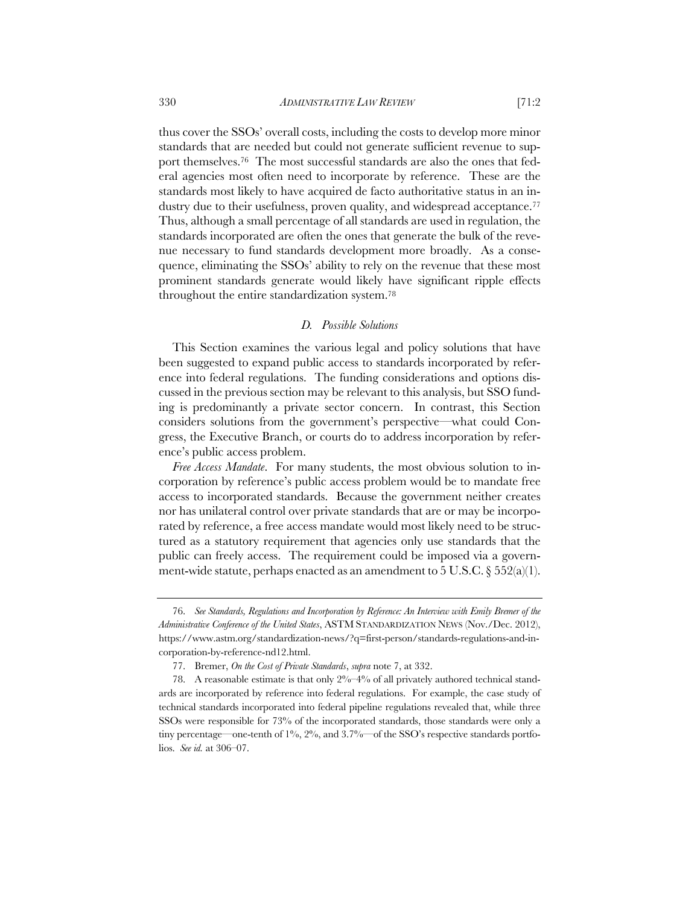thus cover the SSOs' overall costs, including the costs to develop more minor standards that are needed but could not generate sufficient revenue to support themselves.[76] The most successful standards are also the ones that federal agencies most often need to incorporate by reference. These are the standards most likely to have acquired de facto authoritative status in an industry due to their usefulness, proven quality, and widespread acceptance.[77] Thus, although a small percentage of all standards are used in regulation, the standards incorporated are often the ones that generate the bulk of the revenue necessary to fund standards development more broadly. As a consequence, eliminating the SSOs' ability to rely on the revenue that these most prominent standards generate would likely have significant ripple effects throughout the entire standardization system.[78]

### *D. Possible Solutions*

This Section examines the various legal and policy solutions that have been suggested to expand public access to standards incorporated by reference into federal regulations. The funding considerations and options discussed in the previous section may be relevant to this analysis, but SSO funding is predominantly a private sector concern. In contrast, this Section considers solutions from the government's perspective—what could Congress, the Executive Branch, or courts do to address incorporation by reference's public access problem.

*Free Access Mandate*. For many students, the most obvious solution to incorporation by reference's public access problem would be to mandate free access to incorporated standards. Because the government neither creates nor has unilateral control over private standards that are or may be incorporated by reference, a free access mandate would most likely need to be structured as a statutory requirement that agencies only use standards that the public can freely access. The requirement could be imposed via a government-wide statute, perhaps enacted as an amendment to 5 U.S.C. § 552(a)(1).

---

76. *See Standards, Regulations and Incorporation by Reference: An Interview with Emily Bremer of the Administrative Conference of the United States*, ASTM STANDARDIZATION NEWS (Nov./Dec. 2012), https://www.astm.org/standardization-news/?q=first-person/standards-regulations-and-incorporation-by-reference-nd12.html.

77. Bremer, *On the Cost of Private Standards*, *supra* note 7, at 332.

78. A reasonable estimate is that only 2%–4% of all privately authored technical standards are incorporated by reference into federal regulations. For example, the case study of technical standards incorporated into federal pipeline regulations revealed that, while three SSOs were responsible for 73% of the incorporated standards, those standards were only a tiny percentage—one-tenth of 1%, 2%, and 3.7%—of the SSO's respective standards portfolios. *See id.* at 306–07.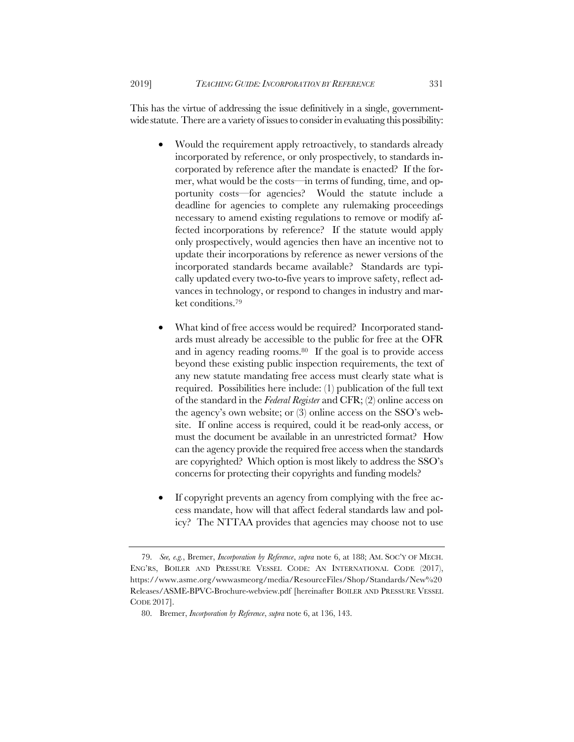This has the virtue of addressing the issue definitively in a single, government-wide statute. There are a variety of issues to consider in evaluating this possibility:

- Would the requirement apply retroactively, to standards already incorporated by reference, or only prospectively, to standards incorporated by reference after the mandate is enacted? If the former, what would be the costs—in terms of funding, time, and opportunity costs—for agencies? Would the statute include a deadline for agencies to complete any rulemaking proceedings necessary to amend existing regulations to remove or modify affected incorporations by reference? If the statute would apply only prospectively, would agencies then have an incentive not to update their incorporations by reference as newer versions of the incorporated standards became available? Standards are typically updated every two-to-five years to improve safety, reflect advances in technology, or respond to changes in industry and market conditions.[79]

- What kind of free access would be required? Incorporated standards must already be accessible to the public for free at the OFR and in agency reading rooms.[80] If the goal is to provide access beyond these existing public inspection requirements, the text of any new statute mandating free access must clearly state what is required. Possibilities here include: (1) publication of the full text of the standard in the *Federal Register* and CFR; (2) online access on the agency's own website; or (3) online access on the SSO's website. If online access is required, could it be read-only access, or must the document be available in an unrestricted format? How can the agency provide the required free access when the standards are copyrighted? Which option is most likely to address the SSO's concerns for protecting their copyrights and funding models?

- If copyright prevents an agency from complying with the free access mandate, how will that affect federal standards law and policy? The NTTAA provides that agencies may choose not to use

---

79. *See, e.g.*, Bremer, *Incorporation by Reference*, *supra* note 6, at 188; AM. SOC'Y OF MECH. ENG'RS, BOILER AND PRESSURE VESSEL CODE: AN INTERNATIONAL CODE (2017), https://www.asme.org/wwwasmeorg/media/ResourceFiles/Shop/Standards/New%20Releases/ASME-BPVC-Brochure-webview.pdf [hereinafter BOILER AND PRESSURE VESSEL CODE 2017].

80. Bremer, *Incorporation by Reference*, *supra* note 6, at 136, 143.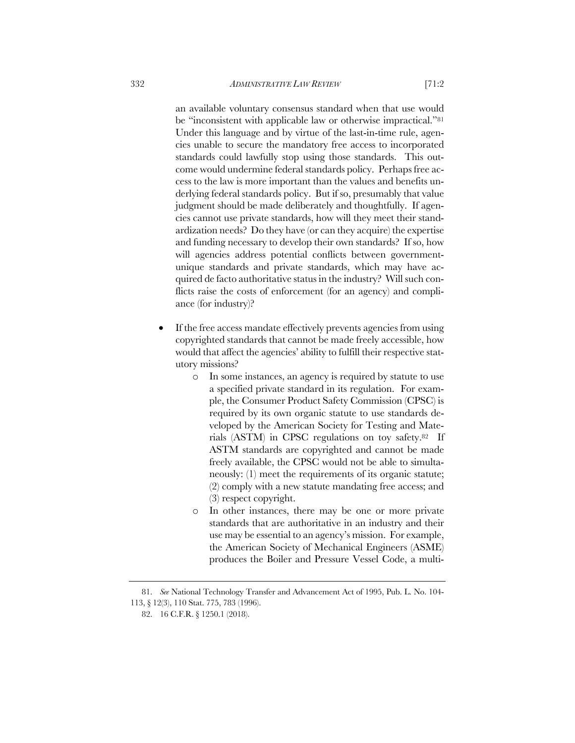an available voluntary consensus standard when that use would be "inconsistent with applicable law or otherwise impractical."[81] Under this language and by virtue of the last-in-time rule, agencies unable to secure the mandatory free access to incorporated standards could lawfully stop using those standards. This outcome would undermine federal standards policy. Perhaps free access to the law is more important than the values and benefits underlying federal standards policy. But if so, presumably that value judgment should be made deliberately and thoughtfully. If agencies cannot use private standards, how will they meet their standardization needs? Do they have (or can they acquire) the expertise and funding necessary to develop their own standards? If so, how will agencies address potential conflicts between government-unique standards and private standards, which may have acquired de facto authoritative status in the industry? Will such conflicts raise the costs of enforcement (for an agency) and compliance (for industry)?

- If the free access mandate effectively prevents agencies from using copyrighted standards that cannot be made freely accessible, how would that affect the agencies' ability to fulfill their respective statutory missions?
    - In some instances, an agency is required by statute to use a specified private standard in its regulation. For example, the Consumer Product Safety Commission (CPSC) is required by its own organic statute to use standards developed by the American Society for Testing and Materials (ASTM) in CPSC regulations on toy safety.[82] If ASTM standards are copyrighted and cannot be made freely available, the CPSC would not be able to simultaneously: (1) meet the requirements of its organic statute; (2) comply with a new statute mandating free access; and (3) respect copyright.
    - In other instances, there may be one or more private standards that are authoritative in an industry and their use may be essential to an agency's mission. For example, the American Society of Mechanical Engineers (ASME) produces the Boiler and Pressure Vessel Code, a multi-

---

81. *See* National Technology Transfer and Advancement Act of 1995, Pub. L. No. 104-113, § 12(3), 110 Stat. 775, 783 (1996).

82. 16 C.F.R. § 1250.1 (2018).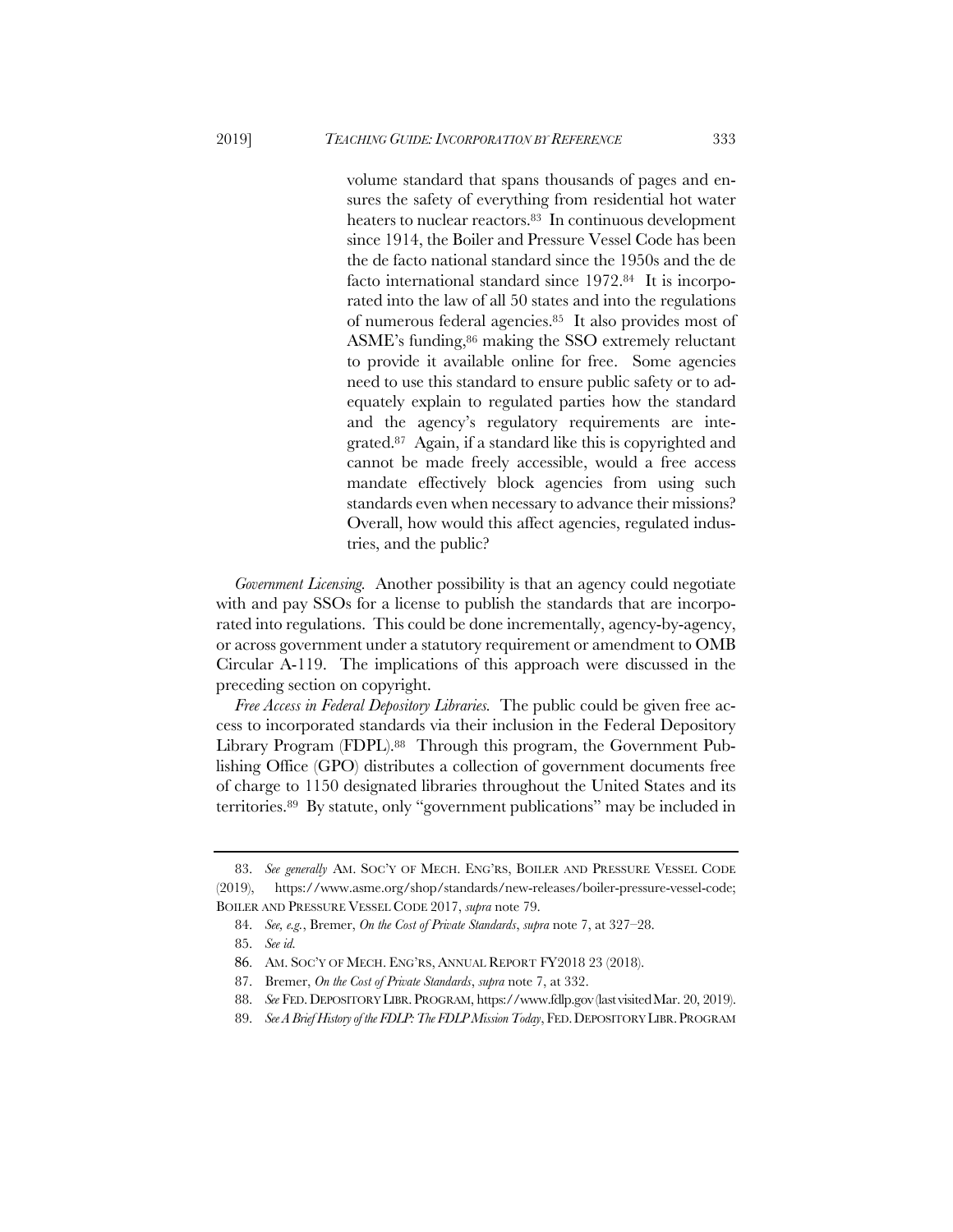volume standard that spans thousands of pages and ensures the safety of everything from residential hot water heaters to nuclear reactors.[83] In continuous development since 1914, the Boiler and Pressure Vessel Code has been the de facto national standard since the 1950s and the de facto international standard since 1972.[84] It is incorporated into the law of all 50 states and into the regulations of numerous federal agencies.[85] It also provides most of ASME's funding,[86] making the SSO extremely reluctant to provide it available online for free. Some agencies need to use this standard to ensure public safety or to adequately explain to regulated parties how the standard and the agency's regulatory requirements are integrated.[87] Again, if a standard like this is copyrighted and cannot be made freely accessible, would a free access mandate effectively block agencies from using such standards even when necessary to advance their missions? Overall, how would this affect agencies, regulated industries, and the public?

*Government Licensing.* Another possibility is that an agency could negotiate with and pay SSOs for a license to publish the standards that are incorporated into regulations. This could be done incrementally, agency-by-agency, or across government under a statutory requirement or amendment to OMB Circular A-119. The implications of this approach were discussed in the preceding section on copyright.

*Free Access in Federal Depository Libraries.* The public could be given free access to incorporated standards via their inclusion in the Federal Depository Library Program (FDPL).[88] Through this program, the Government Publishing Office (GPO) distributes a collection of government documents free of charge to 1150 designated libraries throughout the United States and its territories.[89] By statute, only "government publications" may be included in

---

83. *See generally* AM. SOC'Y OF MECH. ENG'RS, BOILER AND PRESSURE VESSEL CODE (2019), https://www.asme.org/shop/standards/new-releases/boiler-pressure-vessel-code; BOILER AND PRESSURE VESSEL CODE 2017, *supra* note 79.

84. *See, e.g.*, Bremer, *On the Cost of Private Standards*, *supra* note 7, at 327–28.

85. *See id.*

86. AM. SOC'Y OF MECH. ENG'RS, ANNUAL REPORT FY2018 23 (2018).

87. Bremer, *On the Cost of Private Standards*, *supra* note 7, at 332.

88. *See* FED. DEPOSITORY LIBR. PROGRAM, https://www.fdlp.gov (last visited Mar. 20, 2019).

89. *See A Brief History of the FDLP: The FDLP Mission Today*, FED. DEPOSITORY LIBR. PROGRAM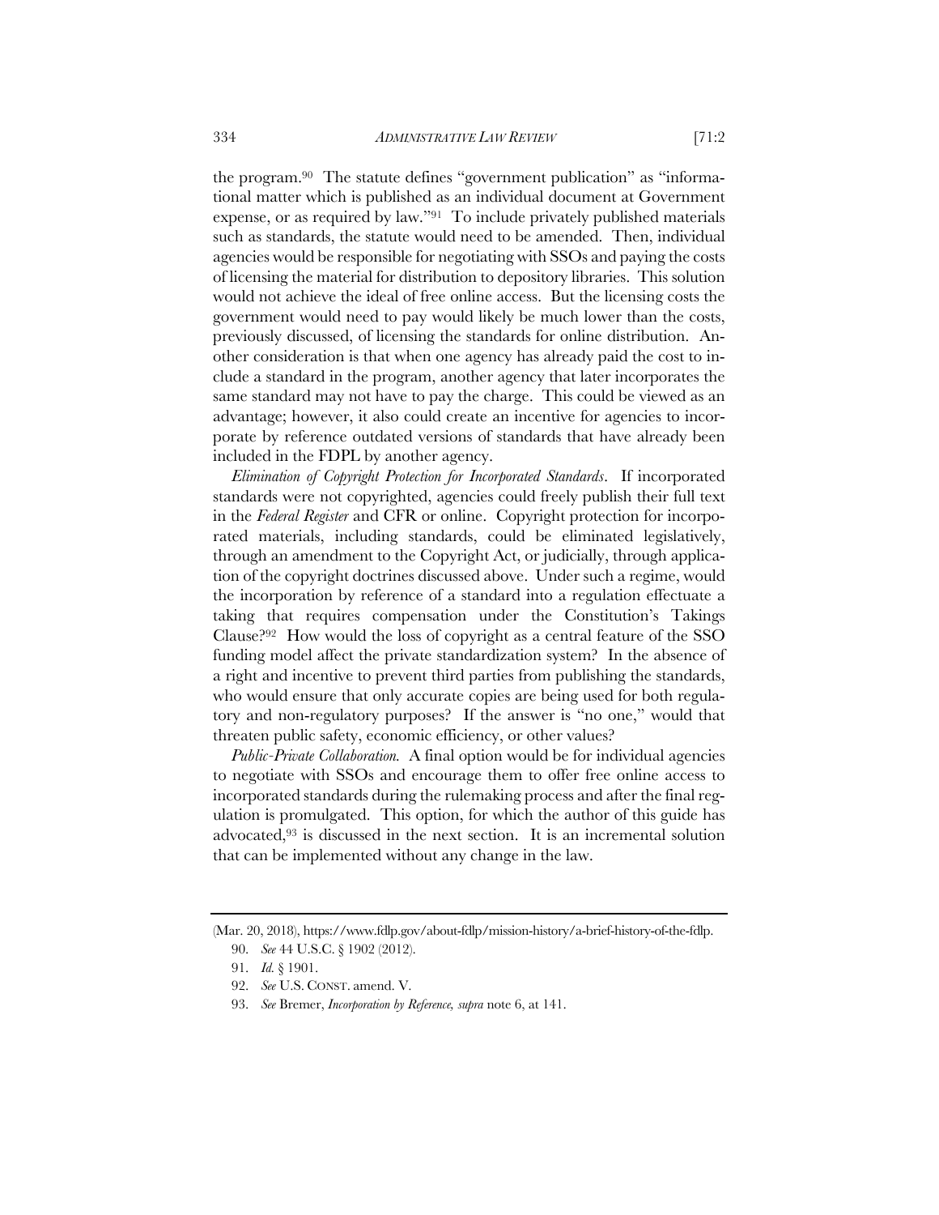the program.[90] The statute defines "government publication" as "informational matter which is published as an individual document at Government expense, or as required by law."[91] To include privately published materials such as standards, the statute would need to be amended. Then, individual agencies would be responsible for negotiating with SSOs and paying the costs of licensing the material for distribution to depository libraries. This solution would not achieve the ideal of free online access. But the licensing costs the government would need to pay would likely be much lower than the costs, previously discussed, of licensing the standards for online distribution. Another consideration is that when one agency has already paid the cost to include a standard in the program, another agency that later incorporates the same standard may not have to pay the charge. This could be viewed as an advantage; however, it also could create an incentive for agencies to incorporate by reference outdated versions of standards that have already been included in the FDPL by another agency.

*Elimination of Copyright Protection for Incorporated Standards*. If incorporated standards were not copyrighted, agencies could freely publish their full text in the *Federal Register* and CFR or online. Copyright protection for incorporated materials, including standards, could be eliminated legislatively, through an amendment to the Copyright Act, or judicially, through application of the copyright doctrines discussed above. Under such a regime, would the incorporation by reference of a standard into a regulation effectuate a taking that requires compensation under the Constitution's Takings Clause?[92] How would the loss of copyright as a central feature of the SSO funding model affect the private standardization system? In the absence of a right and incentive to prevent third parties from publishing the standards, who would ensure that only accurate copies are being used for both regulatory and non-regulatory purposes? If the answer is "no one," would that threaten public safety, economic efficiency, or other values?

*Public-Private Collaboration.* A final option would be for individual agencies to negotiate with SSOs and encourage them to offer free online access to incorporated standards during the rulemaking process and after the final regulation is promulgated. This option, for which the author of this guide has advocated,[93] is discussed in the next section. It is an incremental solution that can be implemented without any change in the law.

---

(Mar. 20, 2018), https://www.fdlp.gov/about-fdlp/mission-history/a-brief-history-of-the-fdlp.

90. *See* 44 U.S.C. § 1902 (2012).

91. *Id.* § 1901.

92. *See* U.S. CONST. amend. V.

93. *See* Bremer, *Incorporation by Reference, supra* note 6, at 141.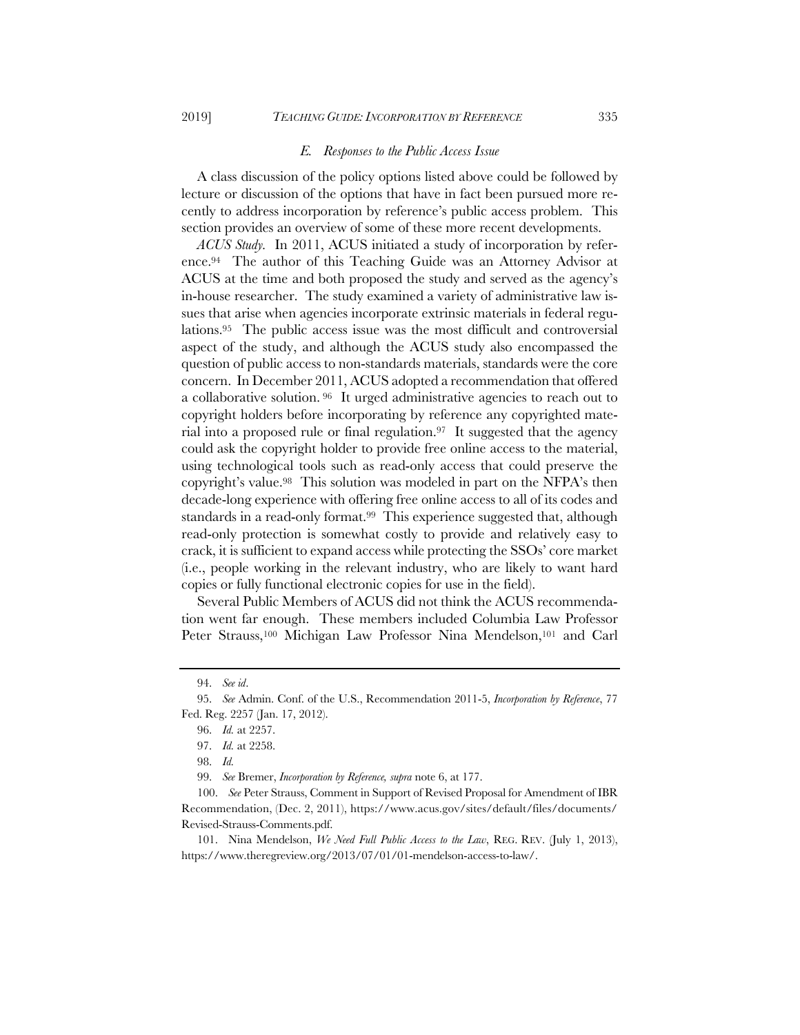### *E. Responses to the Public Access Issue*

A class discussion of the policy options listed above could be followed by lecture or discussion of the options that have in fact been pursued more recently to address incorporation by reference's public access problem. This section provides an overview of some of these more recent developments.

*ACUS Study.* In 2011, ACUS initiated a study of incorporation by reference.[94] The author of this Teaching Guide was an Attorney Advisor at ACUS at the time and both proposed the study and served as the agency's in-house researcher. The study examined a variety of administrative law issues that arise when agencies incorporate extrinsic materials in federal regulations.[95] The public access issue was the most difficult and controversial aspect of the study, and although the ACUS study also encompassed the question of public access to non-standards materials, standards were the core concern. In December 2011, ACUS adopted a recommendation that offered a collaborative solution.[96] It urged administrative agencies to reach out to copyright holders before incorporating by reference any copyrighted material into a proposed rule or final regulation.[97] It suggested that the agency could ask the copyright holder to provide free online access to the material, using technological tools such as read-only access that could preserve the copyright's value.[98] This solution was modeled in part on the NFPA's then decade-long experience with offering free online access to all of its codes and standards in a read-only format.[99] This experience suggested that, although read-only protection is somewhat costly to provide and relatively easy to crack, it is sufficient to expand access while protecting the SSOs' core market (i.e., people working in the relevant industry, who are likely to want hard copies or fully functional electronic copies for use in the field).

Several Public Members of ACUS did not think the ACUS recommendation went far enough. These members included Columbia Law Professor Peter Strauss,[100] Michigan Law Professor Nina Mendelson,[101] and Carl

---

94. *See id*.

95. *See* Admin. Conf. of the U.S., Recommendation 2011-5, *Incorporation by Reference*, 77 Fed. Reg. 2257 (Jan. 17, 2012).

96. *Id.* at 2257.

97. *Id.* at 2258.

98. *Id.*

99. *See* Bremer, *Incorporation by Reference, supra* note 6, at 177.

100. *See* Peter Strauss, Comment in Support of Revised Proposal for Amendment of IBR Recommendation, (Dec. 2, 2011), https://www.acus.gov/sites/default/files/documents/Revised-Strauss-Comments.pdf.

101. Nina Mendelson, *We Need Full Public Access to the Law*, REG. REV. (July 1, 2013), https://www.theregreview.org/2013/07/01/01-mendelson-access-to-law/.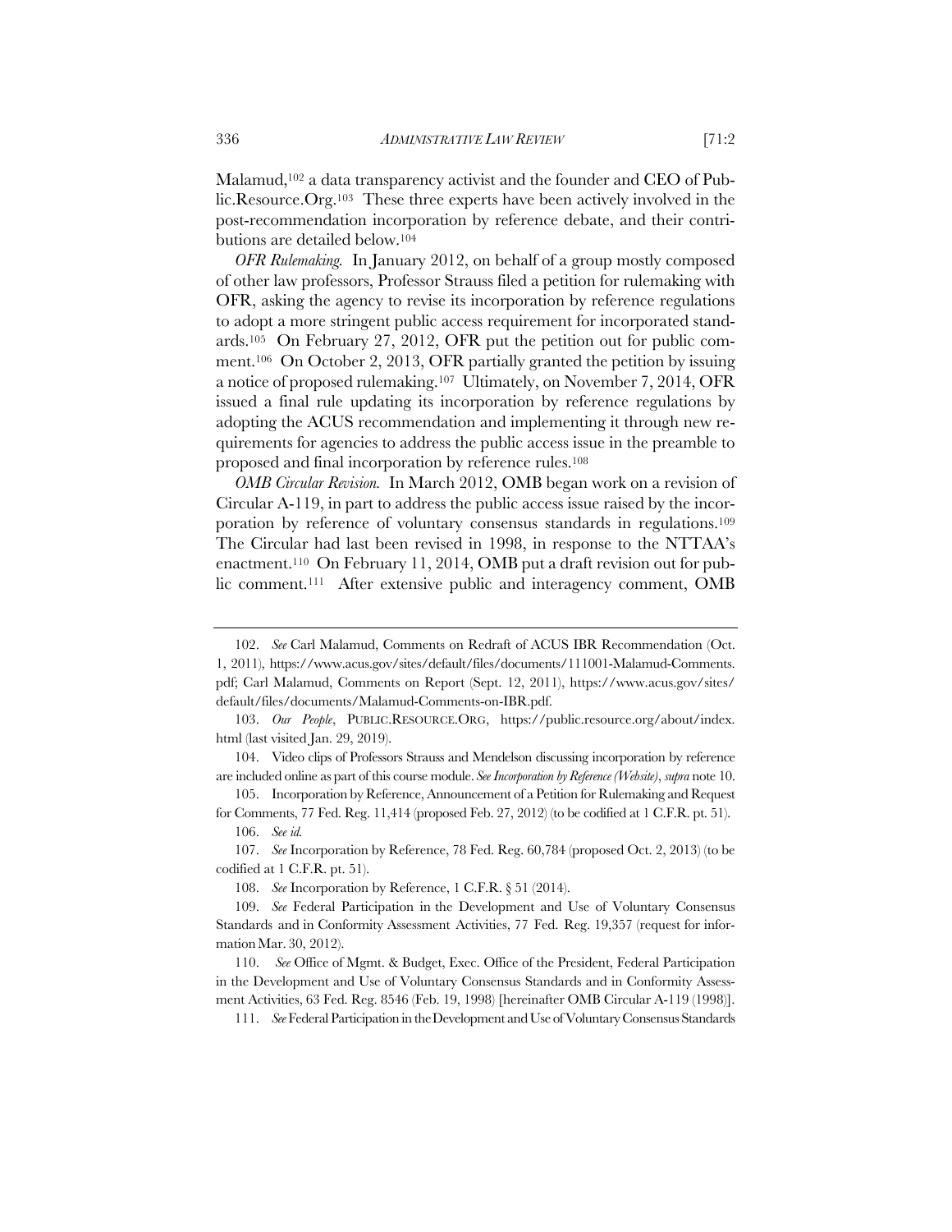Malamud,[102] a data transparency activist and the founder and CEO of Public.Resource.Org.[103] These three experts have been actively involved in the post-recommendation incorporation by reference debate, and their contributions are detailed below.[104]

*OFR Rulemaking.* In January 2012, on behalf of a group mostly composed of other law professors, Professor Strauss filed a petition for rulemaking with OFR, asking the agency to revise its incorporation by reference regulations to adopt a more stringent public access requirement for incorporated standards.[105] On February 27, 2012, OFR put the petition out for public comment.[106] On October 2, 2013, OFR partially granted the petition by issuing a notice of proposed rulemaking.[107] Ultimately, on November 7, 2014, OFR issued a final rule updating its incorporation by reference regulations by adopting the ACUS recommendation and implementing it through new requirements for agencies to address the public access issue in the preamble to proposed and final incorporation by reference rules.[108]

*OMB Circular Revision.* In March 2012, OMB began work on a revision of Circular A-119, in part to address the public access issue raised by the incorporation by reference of voluntary consensus standards in regulations.[109] The Circular had last been revised in 1998, in response to the NTTAA's enactment.[110] On February 11, 2014, OMB put a draft revision out for public comment.[111] After extensive public and interagency comment, OMB

---

102. *See* Carl Malamud, Comments on Redraft of ACUS IBR Recommendation (Oct. 1, 2011), https://www.acus.gov/sites/default/files/documents/111001-Malamud-Comments.pdf; Carl Malamud, Comments on Report (Sept. 12, 2011), https://www.acus.gov/sites/default/files/documents/Malamud-Comments-on-IBR.pdf.

103. *Our People*, PUBLIC.RESOURCE.ORG, https://public.resource.org/about/index.html (last visited Jan. 29, 2019).

104. Video clips of Professors Strauss and Mendelson discussing incorporation by reference are included online as part of this course module. *See Incorporation by Reference (Website)*, *supra* note 10.

105. Incorporation by Reference, Announcement of a Petition for Rulemaking and Request for Comments, 77 Fed. Reg. 11,414 (proposed Feb. 27, 2012) (to be codified at 1 C.F.R. pt. 51).

106. *See id.*

107. *See* Incorporation by Reference, 78 Fed. Reg. 60,784 (proposed Oct. 2, 2013) (to be codified at 1 C.F.R. pt. 51).

108. *See* Incorporation by Reference, 1 C.F.R. § 51 (2014).

109. *See* Federal Participation in the Development and Use of Voluntary Consensus Standards and in Conformity Assessment Activities, 77 Fed. Reg. 19,357 (request for information Mar. 30, 2012).

110. *See* Office of Mgmt. & Budget, Exec. Office of the President, Federal Participation in the Development and Use of Voluntary Consensus Standards and in Conformity Assessment Activities, 63 Fed. Reg. 8546 (Feb. 19, 1998) [hereinafter OMB Circular A-119 (1998)].

111. *See* Federal Participation in the Development and Use of Voluntary Consensus Standards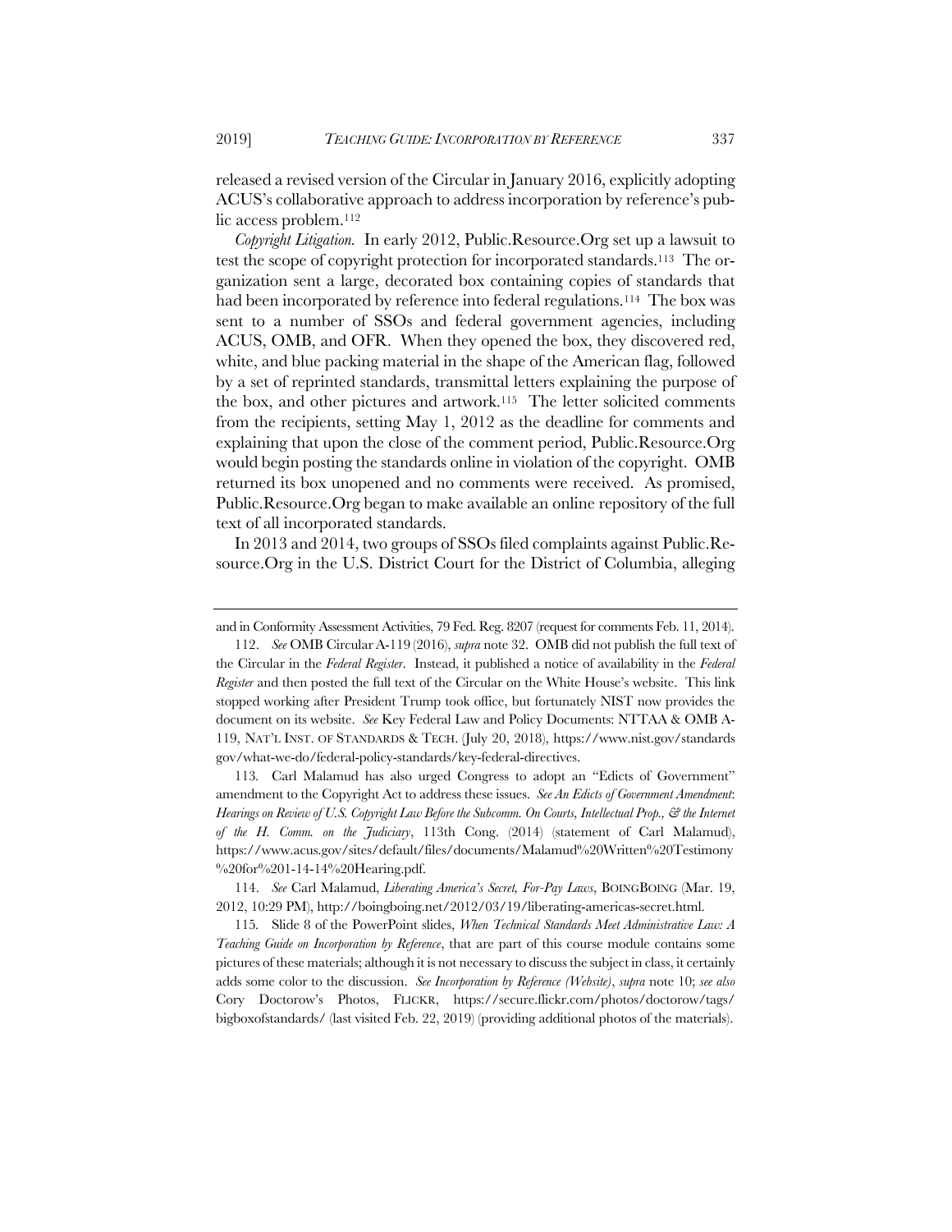released a revised version of the Circular in January 2016, explicitly adopting ACUS's collaborative approach to address incorporation by reference's public access problem.[112]

*Copyright Litigation.* In early 2012, Public.Resource.Org set up a lawsuit to test the scope of copyright protection for incorporated standards.[113] The organization sent a large, decorated box containing copies of standards that had been incorporated by reference into federal regulations.[114] The box was sent to a number of SSOs and federal government agencies, including ACUS, OMB, and OFR. When they opened the box, they discovered red, white, and blue packing material in the shape of the American flag, followed by a set of reprinted standards, transmittal letters explaining the purpose of the box, and other pictures and artwork.[115] The letter solicited comments from the recipients, setting May 1, 2012 as the deadline for comments and explaining that upon the close of the comment period, Public.Resource.Org would begin posting the standards online in violation of the copyright. OMB returned its box unopened and no comments were received. As promised, Public.Resource.Org began to make available an online repository of the full text of all incorporated standards.

In 2013 and 2014, two groups of SSOs filed complaints against Public.Resource.Org in the U.S. District Court for the District of Columbia, alleging

---

and in Conformity Assessment Activities, 79 Fed. Reg. 8207 (request for comments Feb. 11, 2014).

112. *See* OMB Circular A-119 (2016), *supra* note 32. OMB did not publish the full text of the Circular in the *Federal Register*. Instead, it published a notice of availability in the *Federal Register* and then posted the full text of the Circular on the White House's website. This link stopped working after President Trump took office, but fortunately NIST now provides the document on its website. *See* Key Federal Law and Policy Documents: NTTAA & OMB A-119, NAT'L INST. OF STANDARDS & TECH. (July 20, 2018), https://www.nist.gov/standards gov/what-we-do/federal-policy-standards/key-federal-directives.

113. Carl Malamud has also urged Congress to adopt an "Edicts of Government" amendment to the Copyright Act to address these issues. *See An Edicts of Government Amendment*: *Hearings on Review of U.S. Copyright Law Before the Subcomm. On Courts, Intellectual Prop., & the Internet of the H. Comm. on the Judiciary*, 113th Cong. (2014) (statement of Carl Malamud), https://www.acus.gov/sites/default/files/documents/Malamud%20Written%20Testimony%20for%201-14-14%20Hearing.pdf.

114. *See* Carl Malamud, *Liberating America's Secret, For-Pay Laws*, BOINGBOING (Mar. 19, 2012, 10:29 PM), http://boingboing.net/2012/03/19/liberating-americas-secret.html.

115. Slide 8 of the PowerPoint slides, *When Technical Standards Meet Administrative Law: A Teaching Guide on Incorporation by Reference*, that are part of this course module contains some pictures of these materials; although it is not necessary to discuss the subject in class, it certainly adds some color to the discussion. *See Incorporation by Reference (Website)*, *supra* note 10; *see also* Cory Doctorow's Photos, FLICKR, https://secure.flickr.com/photos/doctorow/tags/bigboxofstandards/ (last visited Feb. 22, 2019) (providing additional photos of the materials).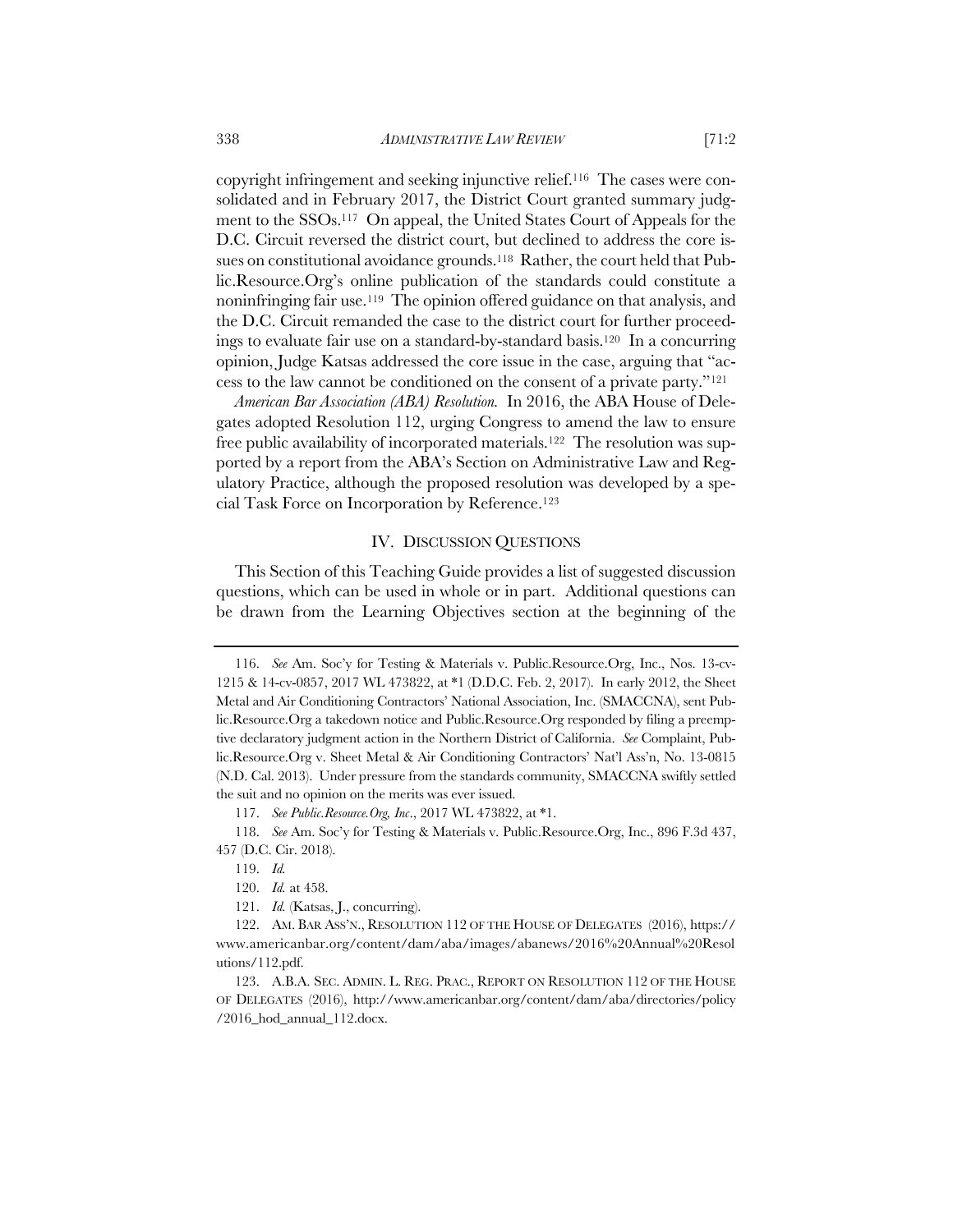copyright infringement and seeking injunctive relief.[116] The cases were consolidated and in February 2017, the District Court granted summary judgment to the SSOs.[117] On appeal, the United States Court of Appeals for the D.C. Circuit reversed the district court, but declined to address the core issues on constitutional avoidance grounds.[118] Rather, the court held that Public.Resource.Org's online publication of the standards could constitute a noninfringing fair use.[119] The opinion offered guidance on that analysis, and the D.C. Circuit remanded the case to the district court for further proceedings to evaluate fair use on a standard-by-standard basis.[120] In a concurring opinion, Judge Katsas addressed the core issue in the case, arguing that "access to the law cannot be conditioned on the consent of a private party."[121]

*American Bar Association (ABA) Resolution.* In 2016, the ABA House of Delegates adopted Resolution 112, urging Congress to amend the law to ensure free public availability of incorporated materials.[122] The resolution was supported by a report from the ABA's Section on Administrative Law and Regulatory Practice, although the proposed resolution was developed by a special Task Force on Incorporation by Reference.[123]

## IV. DISCUSSION QUESTIONS

This Section of this Teaching Guide provides a list of suggested discussion questions, which can be used in whole or in part. Additional questions can be drawn from the Learning Objectives section at the beginning of the

---

116. *See* Am. Soc'y for Testing & Materials v. Public.Resource.Org, Inc., Nos. 13-cv-1215 & 14-cv-0857, 2017 WL 473822, at *1 (D.D.C. Feb. 2, 2017). In early 2012, the Sheet Metal and Air Conditioning Contractors' National Association, Inc. (SMACCNA), sent Public.Resource.Org a takedown notice and Public.Resource.Org responded by filing a preemptive declaratory judgment action in the Northern District of California. *See* Complaint, Public.Resource.Org v. Sheet Metal & Air Conditioning Contractors' Nat'l Ass'n, No. 13-0815 (N.D. Cal. 2013). Under pressure from the standards community, SMACCNA swiftly settled the suit and no opinion on the merits was ever issued.

117. *See Public.Resource.Org, Inc.*, 2017 WL 473822, at *1.

118. *See* Am. Soc'y for Testing & Materials v. Public.Resource.Org, Inc., 896 F.3d 437, 457 (D.C. Cir. 2018).

119. *Id.*

120. *Id.* at 458.

121. *Id.* (Katsas, J., concurring).

122. AM. BAR ASS'N., RESOLUTION 112 OF THE HOUSE OF DELEGATES (2016), https://www.americanbar.org/content/dam/aba/images/abanews/2016%20Annual%20Resolutions/112.pdf.

123. A.B.A. SEC. ADMIN. L. REG. PRAC., REPORT ON RESOLUTION 112 OF THE HOUSE OF DELEGATES (2016), http://www.americanbar.org/content/dam/aba/directories/policy/2016_hod_annual_112.docx.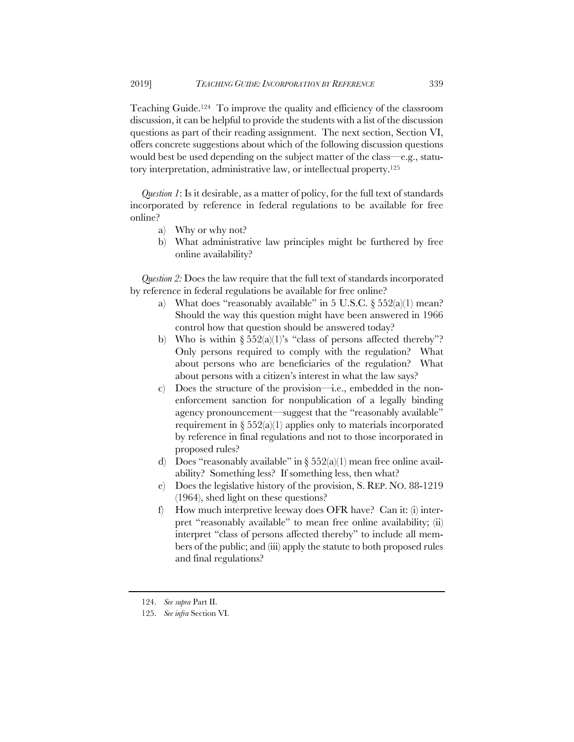Teaching Guide.[124] To improve the quality and efficiency of the classroom discussion, it can be helpful to provide the students with a list of the discussion questions as part of their reading assignment. The next section, Section VI, offers concrete suggestions about which of the following discussion questions would best be used depending on the subject matter of the class—e.g., statutory interpretation, administrative law, or intellectual property.[125]

*Question 1*: Is it desirable, as a matter of policy, for the full text of standards incorporated by reference in federal regulations to be available for free online?

a) Why or why not?
b) What administrative law principles might be furthered by free online availability?

*Question 2:* Does the law require that the full text of standards incorporated by reference in federal regulations be available for free online?

a) What does "reasonably available" in 5 U.S.C. § 552(a)(1) mean? Should the way this question might have been answered in 1966 control how that question should be answered today?
b) Who is within § 552(a)(1)'s "class of persons affected thereby"? Only persons required to comply with the regulation? What about persons who are beneficiaries of the regulation? What about persons with a citizen's interest in what the law says?
c) Does the structure of the provision—i.e., embedded in the non-enforcement sanction for nonpublication of a legally binding agency pronouncement—suggest that the "reasonably available" requirement in § 552(a)(1) applies only to materials incorporated by reference in final regulations and not to those incorporated in proposed rules?
d) Does "reasonably available" in § 552(a)(1) mean free online availability? Something less? If something less, then what?
e) Does the legislative history of the provision, S. REP. NO. 88-1219 (1964), shed light on these questions?
f) How much interpretive leeway does OFR have? Can it: (i) interpret "reasonably available" to mean free online availability; (ii) interpret "class of persons affected thereby" to include all members of the public; and (iii) apply the statute to both proposed rules and final regulations?

---

124. *See supra* Part II.

125. *See infra* Section VI.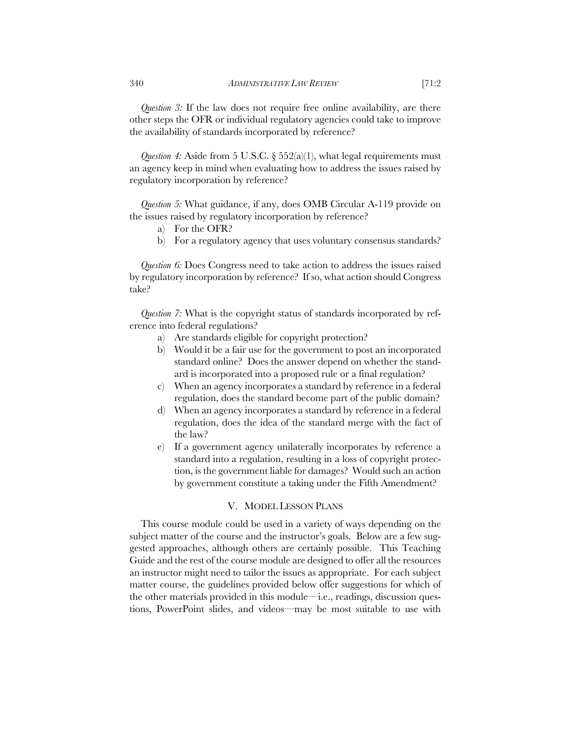*Question 3:* If the law does not require free online availability, are there other steps the OFR or individual regulatory agencies could take to improve the availability of standards incorporated by reference?

*Question 4:* Aside from 5 U.S.C. § 552(a)(1), what legal requirements must an agency keep in mind when evaluating how to address the issues raised by regulatory incorporation by reference?

*Question 5:* What guidance, if any, does OMB Circular A-119 provide on the issues raised by regulatory incorporation by reference?

a) For the OFR?
b) For a regulatory agency that uses voluntary consensus standards?

*Question 6:* Does Congress need to take action to address the issues raised by regulatory incorporation by reference? If so, what action should Congress take?

*Question 7:* What is the copyright status of standards incorporated by reference into federal regulations?

a) Are standards eligible for copyright protection?
b) Would it be a fair use for the government to post an incorporated standard online? Does the answer depend on whether the standard is incorporated into a proposed rule or a final regulation?
c) When an agency incorporates a standard by reference in a federal regulation, does the standard become part of the public domain?
d) When an agency incorporates a standard by reference in a federal regulation, does the idea of the standard merge with the fact of the law?
e) If a government agency unilaterally incorporates by reference a standard into a regulation, resulting in a loss of copyright protection, is the government liable for damages? Would such an action by government constitute a taking under the Fifth Amendment?

## V. MODEL LESSON PLANS

This course module could be used in a variety of ways depending on the subject matter of the course and the instructor's goals. Below are a few suggested approaches, although others are certainly possible. This Teaching Guide and the rest of the course module are designed to offer all the resources an instructor might need to tailor the issues as appropriate. For each subject matter course, the guidelines provided below offer suggestions for which of the other materials provided in this module—i.e., readings, discussion questions, PowerPoint slides, and videos—may be most suitable to use with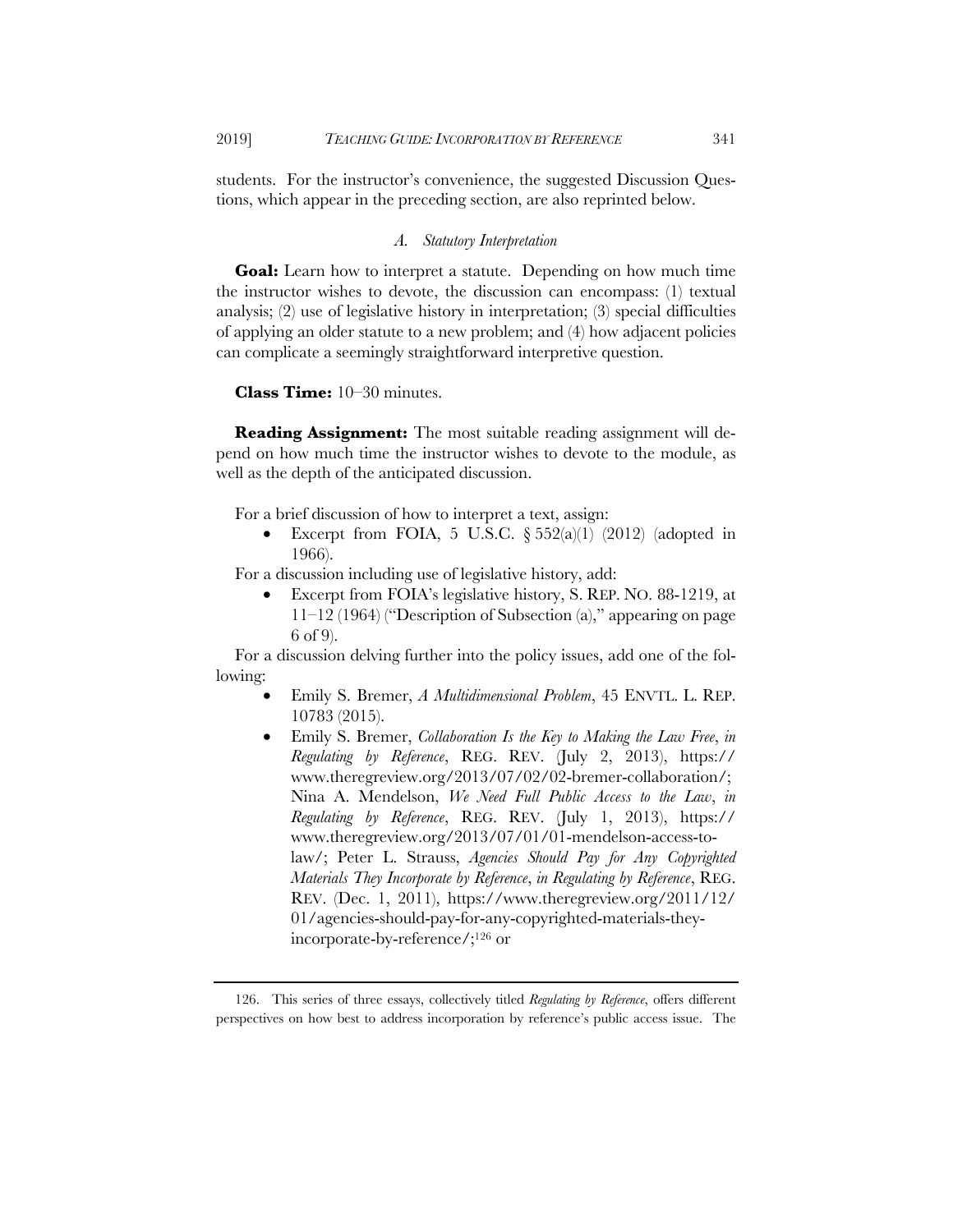students. For the instructor's convenience, the suggested Discussion Questions, which appear in the preceding section, are also reprinted below.

### *A. Statutory Interpretation*

**Goal:** Learn how to interpret a statute. Depending on how much time the instructor wishes to devote, the discussion can encompass: (1) textual analysis; (2) use of legislative history in interpretation; (3) special difficulties of applying an older statute to a new problem; and (4) how adjacent policies can complicate a seemingly straightforward interpretive question.

**Class Time:** 10–30 minutes.

**Reading Assignment:** The most suitable reading assignment will depend on how much time the instructor wishes to devote to the module, as well as the depth of the anticipated discussion.

For a brief discussion of how to interpret a text, assign:

- Excerpt from FOIA, 5 U.S.C. § 552(a)(1) (2012) (adopted in 1966).

For a discussion including use of legislative history, add:

- Excerpt from FOIA's legislative history, S. REP. NO. 88-1219, at 11–12 (1964) ("Description of Subsection (a)," appearing on page 6 of 9).

For a discussion delving further into the policy issues, add one of the following:

- Emily S. Bremer, *A Multidimensional Problem*, 45 ENVTL. L. REP. 10783 (2015).
- Emily S. Bremer, *Collaboration Is the Key to Making the Law Free*, *in Regulating by Reference*, REG. REV. (July 2, 2013), https://www.theregreview.org/2013/07/02/02-bremer-collaboration/; Nina A. Mendelson, *We Need Full Public Access to the Law*, *in Regulating by Reference*, REG. REV. (July 1, 2013), https://www.theregreview.org/2013/07/01/01-mendelson-access-to-law/; Peter L. Strauss, *Agencies Should Pay for Any Copyrighted Materials They Incorporate by Reference*, *in Regulating by Reference*, REG. REV. (Dec. 1, 2011), https://www.theregreview.org/2011/12/01/agencies-should-pay-for-any-copyrighted-materials-they-incorporate-by-reference/;[126] or

---

126. This series of three essays, collectively titled *Regulating by Reference*, offers different perspectives on how best to address incorporation by reference's public access issue. The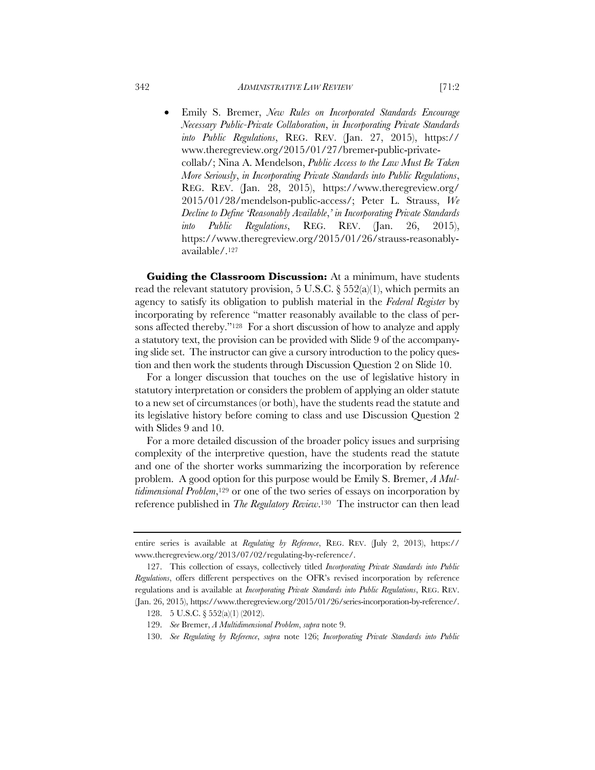- Emily S. Bremer, *New Rules on Incorporated Standards Encourage Necessary Public-Private Collaboration*, *in Incorporating Private Standards into Public Regulations*, REG. REV. (Jan. 27, 2015), https://www.theregreview.org/2015/01/27/bremer-public-private-collab/; Nina A. Mendelson, *Public Access to the Law Must Be Taken More Seriously*, *in Incorporating Private Standards into Public Regulations*, REG. REV. (Jan. 28, 2015), https://www.theregreview.org/2015/01/28/mendelson-public-access/; Peter L. Strauss, *We Decline to Define 'Reasonably Available*,*' in Incorporating Private Standards into Public Regulations*, REG. REV. (Jan. 26, 2015), https://www.theregreview.org/2015/01/26/strauss-reasonably-available/.[127]

**Guiding the Classroom Discussion:** At a minimum, have students read the relevant statutory provision, 5 U.S.C. § 552(a)(1), which permits an agency to satisfy its obligation to publish material in the *Federal Register* by incorporating by reference "matter reasonably available to the class of persons affected thereby."[128] For a short discussion of how to analyze and apply a statutory text, the provision can be provided with Slide 9 of the accompanying slide set. The instructor can give a cursory introduction to the policy question and then work the students through Discussion Question 2 on Slide 10.

For a longer discussion that touches on the use of legislative history in statutory interpretation or considers the problem of applying an older statute to a new set of circumstances (or both), have the students read the statute and its legislative history before coming to class and use Discussion Question 2 with Slides 9 and 10.

For a more detailed discussion of the broader policy issues and surprising complexity of the interpretive question, have the students read the statute and one of the shorter works summarizing the incorporation by reference problem. A good option for this purpose would be Emily S. Bremer, *A Multidimensional Problem*,[129] or one of the two series of essays on incorporation by reference published in *The Regulatory Review*.[130] The instructor can then lead

---

entire series is available at *Regulating by Reference*, REG. REV. (July 2, 2013), https://www.theregreview.org/2013/07/02/regulating-by-reference/.

127. This collection of essays, collectively titled *Incorporating Private Standards into Public Regulations*, offers different perspectives on the OFR's revised incorporation by reference regulations and is available at *Incorporating Private Standards into Public Regulations*, REG. REV. (Jan. 26, 2015), https://www.theregreview.org/2015/01/26/series-incorporation-by-reference/.

128. 5 U.S.C. § 552(a)(1) (2012).

129. *See* Bremer, *A Multidimensional Problem*, *supra* note 9.

130. *See Regulating by Reference*, *supra* note 126; *Incorporating Private Standards into Public*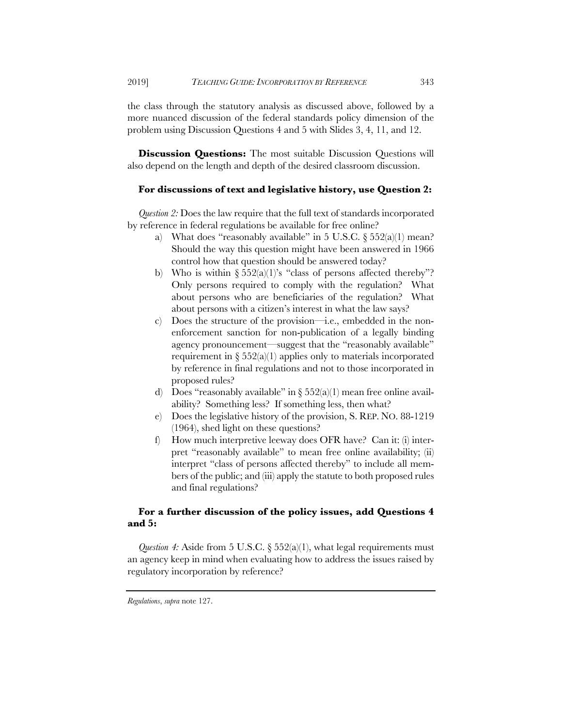the class through the statutory analysis as discussed above, followed by a more nuanced discussion of the federal standards policy dimension of the problem using Discussion Questions 4 and 5 with Slides 3, 4, 11, and 12.

**Discussion Questions:** The most suitable Discussion Questions will also depend on the length and depth of the desired classroom discussion.

**For discussions of text and legislative history, use Question 2:**

*Question 2:* Does the law require that the full text of standards incorporated by reference in federal regulations be available for free online?

a) What does "reasonably available" in 5 U.S.C. § 552(a)(1) mean? Should the way this question might have been answered in 1966 control how that question should be answered today?

b) Who is within § 552(a)(1)'s "class of persons affected thereby"? Only persons required to comply with the regulation? What about persons who are beneficiaries of the regulation? What about persons with a citizen's interest in what the law says?

c) Does the structure of the provision—i.e., embedded in the non-enforcement sanction for non-publication of a legally binding agency pronouncement—suggest that the "reasonably available" requirement in § 552(a)(1) applies only to materials incorporated by reference in final regulations and not to those incorporated in proposed rules?

d) Does "reasonably available" in § 552(a)(1) mean free online availability? Something less? If something less, then what?

e) Does the legislative history of the provision, S. REP. NO. 88-1219 (1964), shed light on these questions?

f) How much interpretive leeway does OFR have? Can it: (i) interpret "reasonably available" to mean free online availability; (ii) interpret "class of persons affected thereby" to include all members of the public; and (iii) apply the statute to both proposed rules and final regulations?

**For a further discussion of the policy issues, add Questions 4 and 5:**

*Question 4:* Aside from 5 U.S.C. § 552(a)(1), what legal requirements must an agency keep in mind when evaluating how to address the issues raised by regulatory incorporation by reference?

---

*Regulations*, *supra* note 127.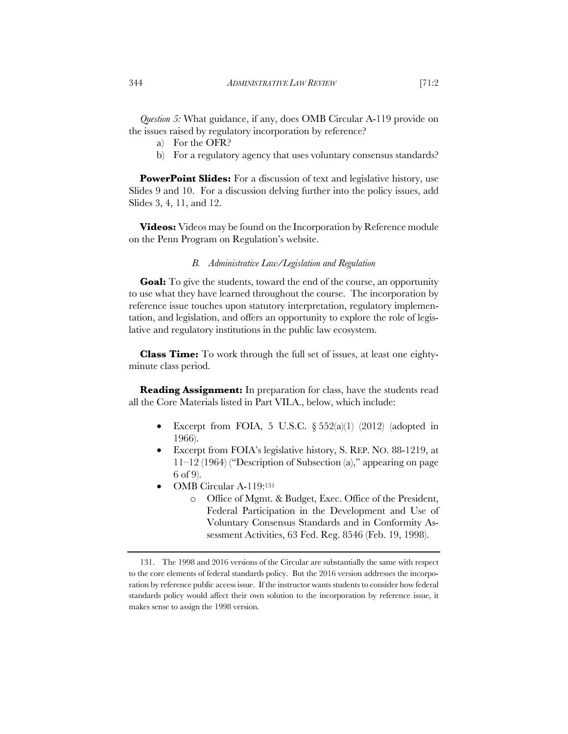*Question 5:* What guidance, if any, does OMB Circular A-119 provide on the issues raised by regulatory incorporation by reference?

a) For the OFR?
b) For a regulatory agency that uses voluntary consensus standards?

**PowerPoint Slides:** For a discussion of text and legislative history, use Slides 9 and 10. For a discussion delving further into the policy issues, add Slides 3, 4, 11, and 12.

**Videos:** Videos may be found on the Incorporation by Reference module on the Penn Program on Regulation's website.

### *B. Administrative Law/Legislation and Regulation*

**Goal:** To give the students, toward the end of the course, an opportunity to use what they have learned throughout the course. The incorporation by reference issue touches upon statutory interpretation, regulatory implementation, and legislation, and offers an opportunity to explore the role of legislative and regulatory institutions in the public law ecosystem.

**Class Time:** To work through the full set of issues, at least one eighty-minute class period.

**Reading Assignment:** In preparation for class, have the students read all the Core Materials listed in Part VII.A., below, which include:

- Excerpt from FOIA, 5 U.S.C. § 552(a)(1) (2012) (adopted in 1966).
- Excerpt from FOIA's legislative history, S. REP. NO. 88-1219, at 11–12 (1964) ("Description of Subsection (a)," appearing on page 6 of 9).
- OMB Circular A-119:[131]
    - Office of Mgmt. & Budget, Exec. Office of the President, Federal Participation in the Development and Use of Voluntary Consensus Standards and in Conformity Assessment Activities, 63 Fed. Reg. 8546 (Feb. 19, 1998).

---

131. The 1998 and 2016 versions of the Circular are substantially the same with respect to the core elements of federal standards policy. But the 2016 version addresses the incorporation by reference public access issue. If the instructor wants students to consider how federal standards policy would affect their own solution to the incorporation by reference issue, it makes sense to assign the 1998 version.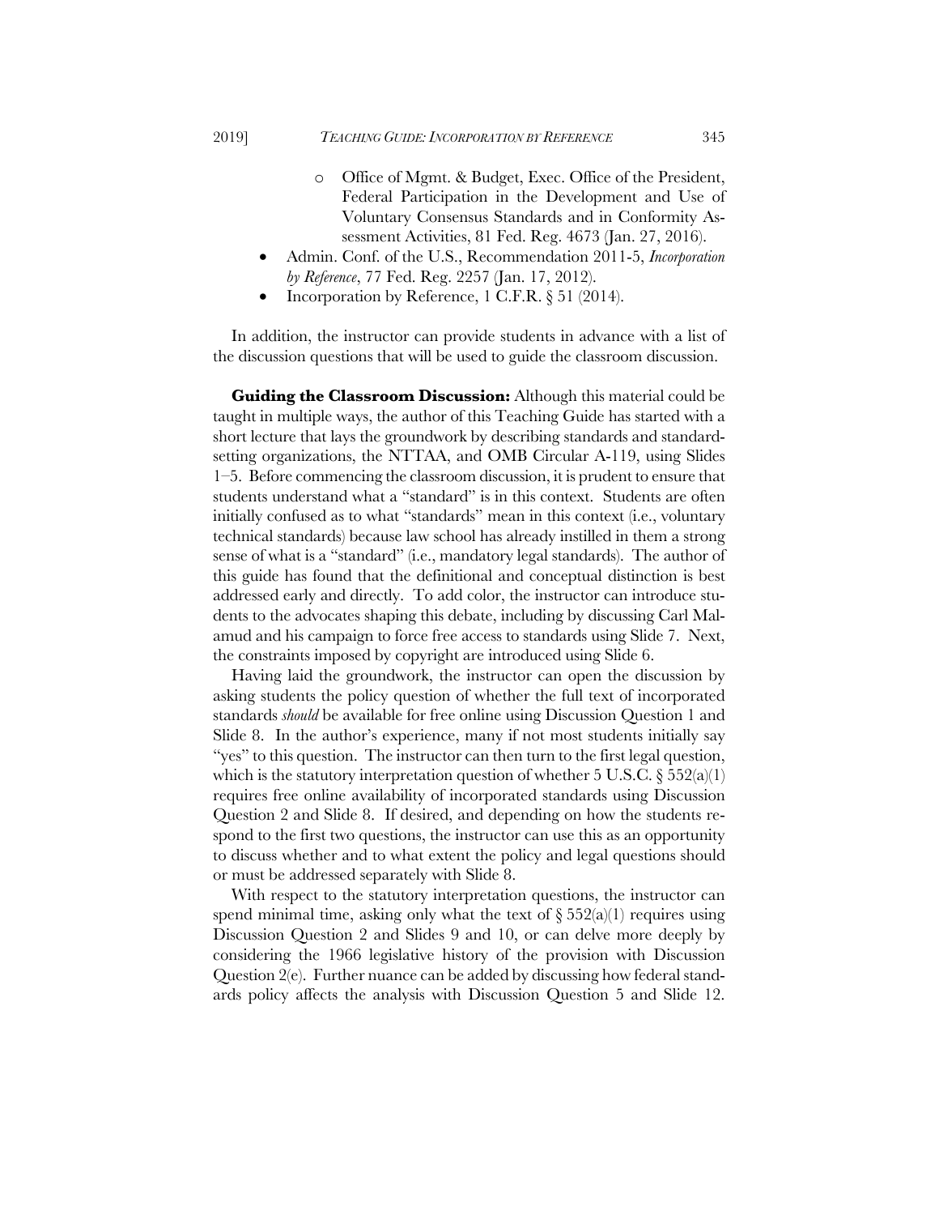- Office of Mgmt. & Budget, Exec. Office of the President, Federal Participation in the Development and Use of Voluntary Consensus Standards and in Conformity Assessment Activities, 81 Fed. Reg. 4673 (Jan. 27, 2016).
- Admin. Conf. of the U.S., Recommendation 2011-5, *Incorporation by Reference*, 77 Fed. Reg. 2257 (Jan. 17, 2012).
- Incorporation by Reference, 1 C.F.R. § 51 (2014).

In addition, the instructor can provide students in advance with a list of the discussion questions that will be used to guide the classroom discussion.

**Guiding the Classroom Discussion:** Although this material could be taught in multiple ways, the author of this Teaching Guide has started with a short lecture that lays the groundwork by describing standards and standard-setting organizations, the NTTAA, and OMB Circular A-119, using Slides 1–5. Before commencing the classroom discussion, it is prudent to ensure that students understand what a "standard" is in this context. Students are often initially confused as to what "standards" mean in this context (i.e., voluntary technical standards) because law school has already instilled in them a strong sense of what is a "standard" (i.e., mandatory legal standards). The author of this guide has found that the definitional and conceptual distinction is best addressed early and directly. To add color, the instructor can introduce students to the advocates shaping this debate, including by discussing Carl Malamud and his campaign to force free access to standards using Slide 7. Next, the constraints imposed by copyright are introduced using Slide 6.

Having laid the groundwork, the instructor can open the discussion by asking students the policy question of whether the full text of incorporated standards *should* be available for free online using Discussion Question 1 and Slide 8. In the author's experience, many if not most students initially say "yes" to this question. The instructor can then turn to the first legal question, which is the statutory interpretation question of whether 5 U.S.C. § 552(a)(1) requires free online availability of incorporated standards using Discussion Question 2 and Slide 8. If desired, and depending on how the students respond to the first two questions, the instructor can use this as an opportunity to discuss whether and to what extent the policy and legal questions should or must be addressed separately with Slide 8.

With respect to the statutory interpretation questions, the instructor can spend minimal time, asking only what the text of § 552(a)(1) requires using Discussion Question 2 and Slides 9 and 10, or can delve more deeply by considering the 1966 legislative history of the provision with Discussion Question 2(e). Further nuance can be added by discussing how federal standards policy affects the analysis with Discussion Question 5 and Slide 12.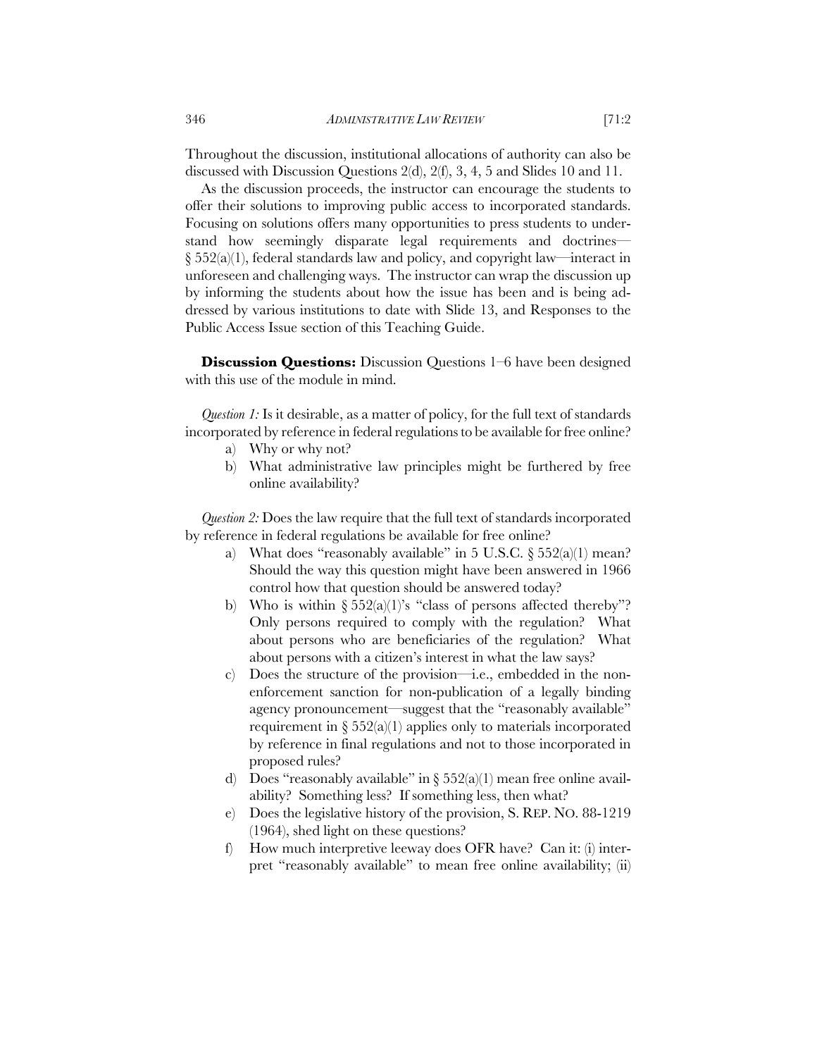Throughout the discussion, institutional allocations of authority can also be discussed with Discussion Questions 2(d), 2(f), 3, 4, 5 and Slides 10 and 11.

As the discussion proceeds, the instructor can encourage the students to offer their solutions to improving public access to incorporated standards. Focusing on solutions offers many opportunities to press students to understand how seemingly disparate legal requirements and doctrines—§ 552(a)(1), federal standards law and policy, and copyright law—interact in unforeseen and challenging ways. The instructor can wrap the discussion up by informing the students about how the issue has been and is being addressed by various institutions to date with Slide 13, and Responses to the Public Access Issue section of this Teaching Guide.

**Discussion Questions:** Discussion Questions 1–6 have been designed with this use of the module in mind.

*Question 1:* Is it desirable, as a matter of policy, for the full text of standards incorporated by reference in federal regulations to be available for free online?

a) Why or why not?

b) What administrative law principles might be furthered by free online availability?

*Question 2:* Does the law require that the full text of standards incorporated by reference in federal regulations be available for free online?

a) What does "reasonably available" in 5 U.S.C. § 552(a)(1) mean? Should the way this question might have been answered in 1966 control how that question should be answered today?

b) Who is within § 552(a)(1)'s "class of persons affected thereby"? Only persons required to comply with the regulation? What about persons who are beneficiaries of the regulation? What about persons with a citizen's interest in what the law says?

c) Does the structure of the provision—i.e., embedded in the non-enforcement sanction for non-publication of a legally binding agency pronouncement—suggest that the "reasonably available" requirement in § 552(a)(1) applies only to materials incorporated by reference in final regulations and not to those incorporated in proposed rules?

d) Does "reasonably available" in § 552(a)(1) mean free online availability? Something less? If something less, then what?

e) Does the legislative history of the provision, S. REP. NO. 88-1219 (1964), shed light on these questions?

f) How much interpretive leeway does OFR have? Can it: (i) interpret "reasonably available" to mean free online availability; (ii)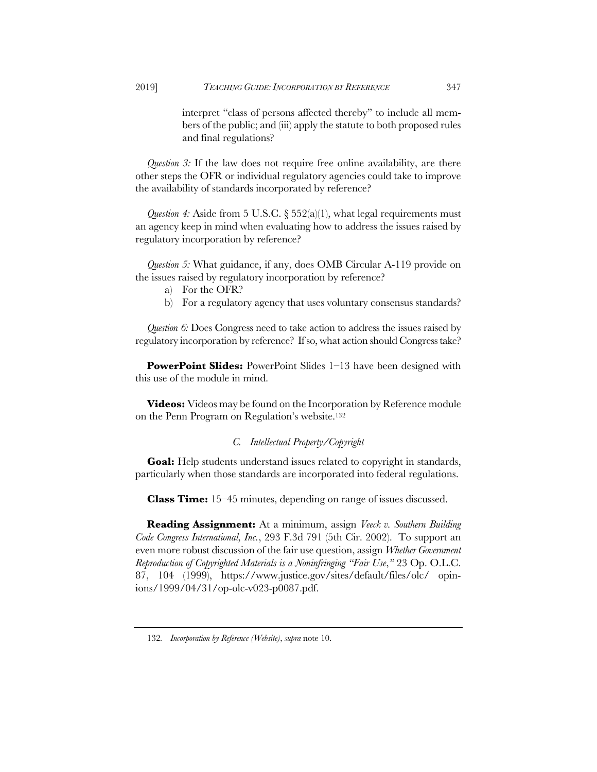interpret "class of persons affected thereby" to include all members of the public; and (iii) apply the statute to both proposed rules and final regulations?

*Question 3:* If the law does not require free online availability, are there other steps the OFR or individual regulatory agencies could take to improve the availability of standards incorporated by reference?

*Question 4:* Aside from 5 U.S.C. § 552(a)(1), what legal requirements must an agency keep in mind when evaluating how to address the issues raised by regulatory incorporation by reference?

*Question 5:* What guidance, if any, does OMB Circular A-119 provide on the issues raised by regulatory incorporation by reference?

a) For the OFR?
b) For a regulatory agency that uses voluntary consensus standards?

*Question 6:* Does Congress need to take action to address the issues raised by regulatory incorporation by reference? If so, what action should Congress take?

**PowerPoint Slides:** PowerPoint Slides 1–13 have been designed with this use of the module in mind.

**Videos:** Videos may be found on the Incorporation by Reference module on the Penn Program on Regulation's website.[132]

### *C. Intellectual Property/Copyright*

**Goal:** Help students understand issues related to copyright in standards, particularly when those standards are incorporated into federal regulations.

**Class Time:** 15–45 minutes, depending on range of issues discussed.

**Reading Assignment:** At a minimum, assign *Veeck v. Southern Building Code Congress International, Inc.*, 293 F.3d 791 (5th Cir. 2002). To support an even more robust discussion of the fair use question, assign *Whether Government Reproduction of Copyrighted Materials is a Noninfringing "Fair Use,"* 23 Op. O.L.C. 87, 104 (1999), https://www.justice.gov/sites/default/files/olc/opinions/1999/04/31/op-olc-v023-p0087.pdf.

---

132. *Incorporation by Reference (Website)*, *supra* note 10.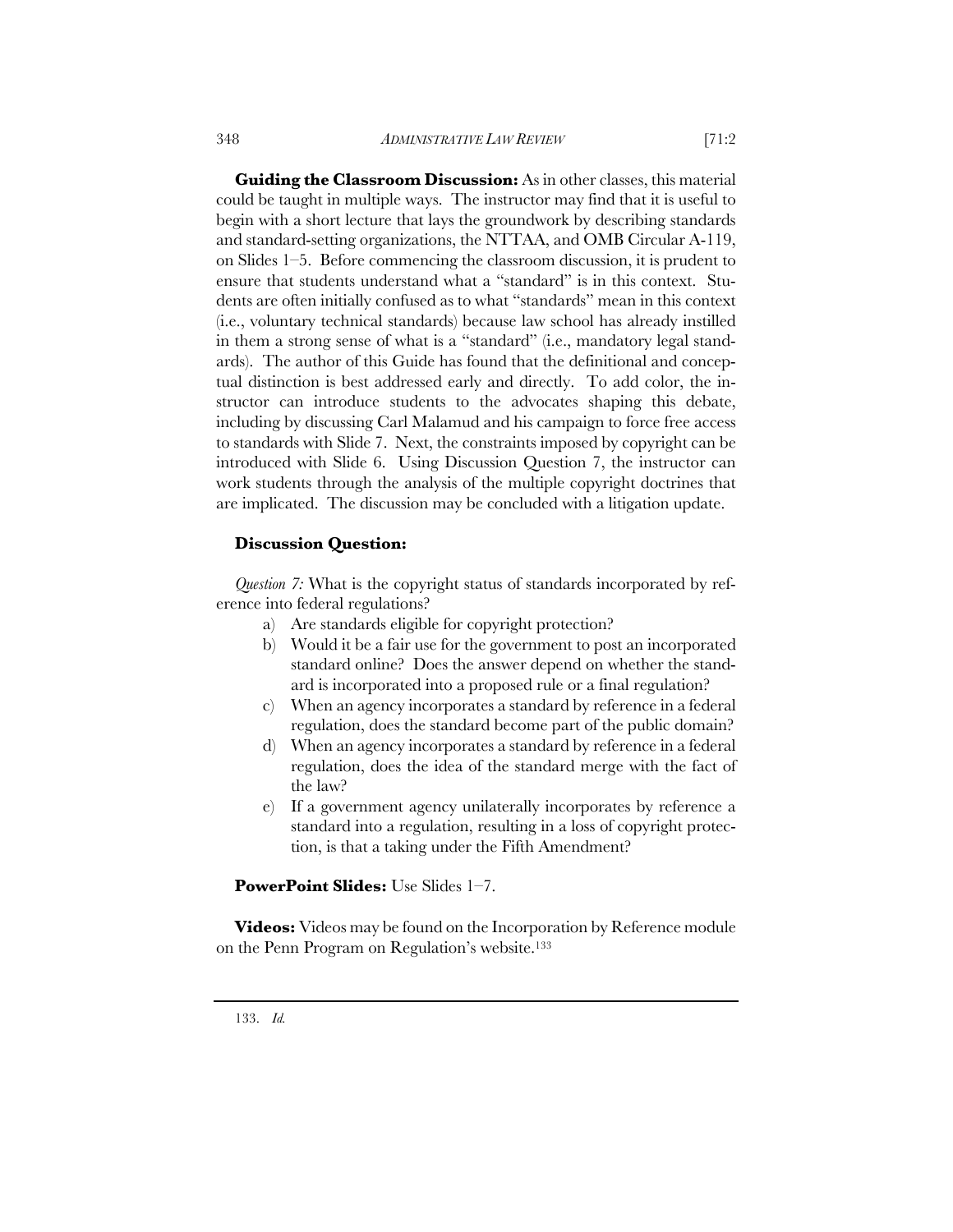**Guiding the Classroom Discussion:** As in other classes, this material could be taught in multiple ways. The instructor may find that it is useful to begin with a short lecture that lays the groundwork by describing standards and standard-setting organizations, the NTTAA, and OMB Circular A-119, on Slides 1–5. Before commencing the classroom discussion, it is prudent to ensure that students understand what a "standard" is in this context. Students are often initially confused as to what "standards" mean in this context (i.e., voluntary technical standards) because law school has already instilled in them a strong sense of what is a "standard" (i.e., mandatory legal standards). The author of this Guide has found that the definitional and conceptual distinction is best addressed early and directly. To add color, the instructor can introduce students to the advocates shaping this debate, including by discussing Carl Malamud and his campaign to force free access to standards with Slide 7. Next, the constraints imposed by copyright can be introduced with Slide 6. Using Discussion Question 7, the instructor can work students through the analysis of the multiple copyright doctrines that are implicated. The discussion may be concluded with a litigation update.

**Discussion Question:**

*Question 7:* What is the copyright status of standards incorporated by reference into federal regulations?

a) Are standards eligible for copyright protection?
b) Would it be a fair use for the government to post an incorporated standard online? Does the answer depend on whether the standard is incorporated into a proposed rule or a final regulation?
c) When an agency incorporates a standard by reference in a federal regulation, does the standard become part of the public domain?
d) When an agency incorporates a standard by reference in a federal regulation, does the idea of the standard merge with the fact of the law?
e) If a government agency unilaterally incorporates by reference a standard into a regulation, resulting in a loss of copyright protection, is that a taking under the Fifth Amendment?

**PowerPoint Slides:** Use Slides 1–7.

**Videos:** Videos may be found on the Incorporation by Reference module on the Penn Program on Regulation's website.[133]

---

133. *Id.*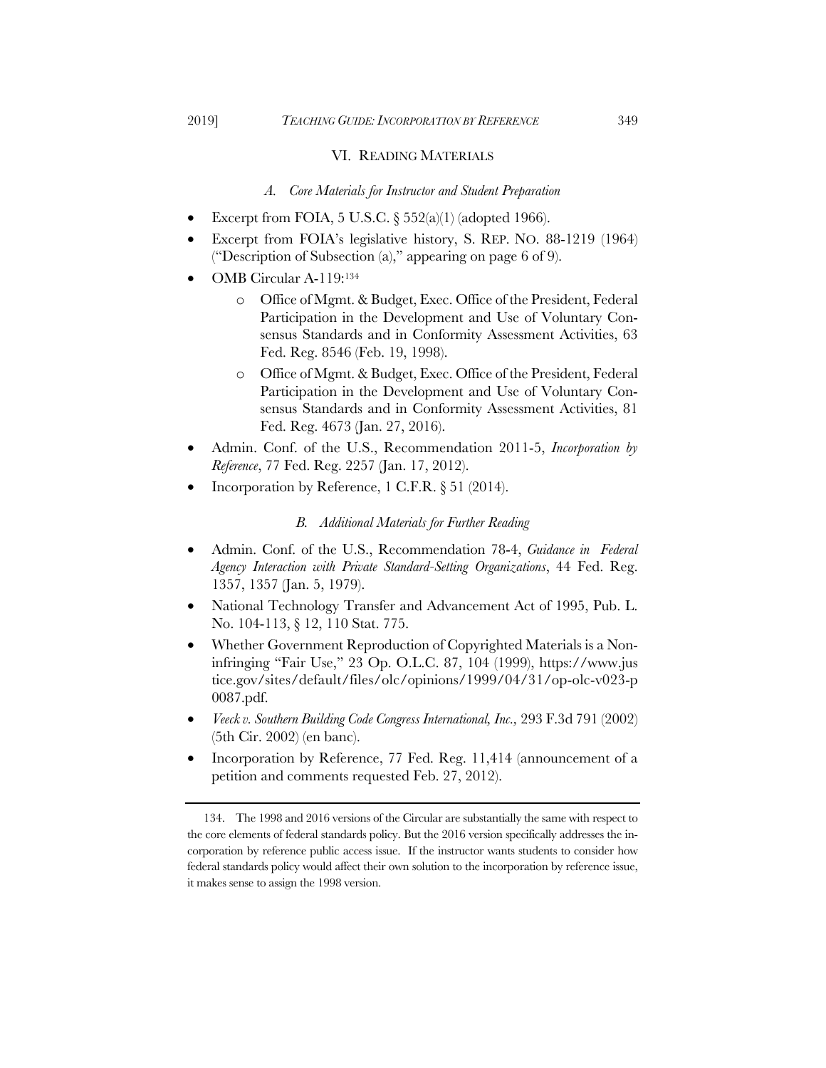## VI. READING MATERIALS

### *A. Core Materials for Instructor and Student Preparation*

- Excerpt from FOIA, 5 U.S.C. § 552(a)(1) (adopted 1966).
- Excerpt from FOIA's legislative history, S. REP. NO. 88-1219 (1964) ("Description of Subsection (a)," appearing on page 6 of 9).
- OMB Circular A-119:[134]
  - Office of Mgmt. & Budget, Exec. Office of the President, Federal Participation in the Development and Use of Voluntary Consensus Standards and in Conformity Assessment Activities, 63 Fed. Reg. 8546 (Feb. 19, 1998).
  - Office of Mgmt. & Budget, Exec. Office of the President, Federal Participation in the Development and Use of Voluntary Consensus Standards and in Conformity Assessment Activities, 81 Fed. Reg. 4673 (Jan. 27, 2016).
- Admin. Conf. of the U.S., Recommendation 2011-5, *Incorporation by Reference*, 77 Fed. Reg. 2257 (Jan. 17, 2012).
- Incorporation by Reference, 1 C.F.R. § 51 (2014).

### *B. Additional Materials for Further Reading*

- Admin. Conf. of the U.S., Recommendation 78-4, *Guidance in Federal Agency Interaction with Private Standard-Setting Organizations*, 44 Fed. Reg. 1357, 1357 (Jan. 5, 1979).
- National Technology Transfer and Advancement Act of 1995, Pub. L. No. 104-113, § 12, 110 Stat. 775.
- Whether Government Reproduction of Copyrighted Materials is a Noninfringing "Fair Use," 23 Op. O.L.C. 87, 104 (1999), https://www.justice.gov/sites/default/files/olc/opinions/1999/04/31/op-olc-v023-p0087.pdf.
- *Veeck v. Southern Building Code Congress International, Inc.,* 293 F.3d 791 (2002) (5th Cir. 2002) (en banc).
- Incorporation by Reference, 77 Fed. Reg. 11,414 (announcement of a petition and comments requested Feb. 27, 2012).

---

134. The 1998 and 2016 versions of the Circular are substantially the same with respect to the core elements of federal standards policy. But the 2016 version specifically addresses the incorporation by reference public access issue. If the instructor wants students to consider how federal standards policy would affect their own solution to the incorporation by reference issue, it makes sense to assign the 1998 version.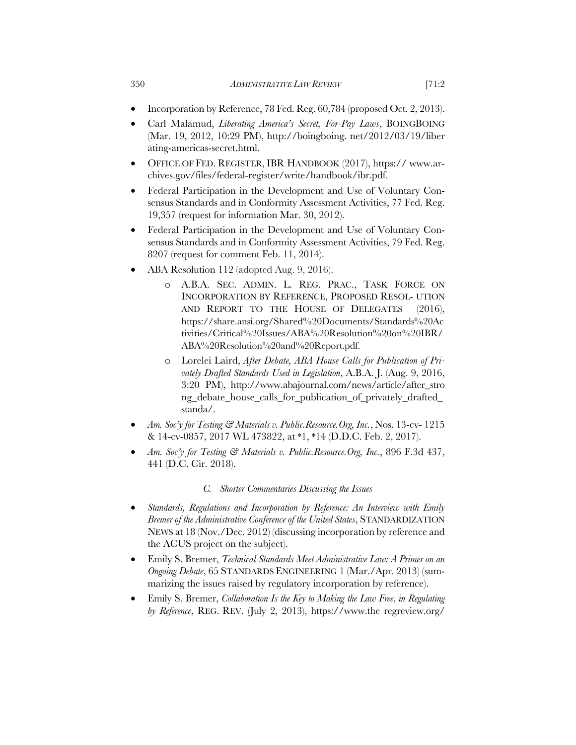- Incorporation by Reference, 78 Fed. Reg. 60,784 (proposed Oct. 2, 2013).
- Carl Malamud, *Liberating America's Secret, For-Pay Laws*, BOINGBOING (Mar. 19, 2012, 10:29 PM), http://boingboing. net/2012/03/19/liberating-americas-secret.html.
- OFFICE OF FED. REGISTER, IBR HANDBOOK (2017), https:// www.archives.gov/files/federal-register/write/handbook/ibr.pdf.
- Federal Participation in the Development and Use of Voluntary Consensus Standards and in Conformity Assessment Activities, 77 Fed. Reg. 19,357 (request for information Mar. 30, 2012).
- Federal Participation in the Development and Use of Voluntary Consensus Standards and in Conformity Assessment Activities, 79 Fed. Reg. 8207 (request for comment Feb. 11, 2014).
- ABA Resolution 112 (adopted Aug. 9, 2016).
    - A.B.A. SEC. ADMIN. L. REG. PRAC., TASK FORCE ON INCORPORATION BY REFERENCE, PROPOSED RESOL- UTION AND REPORT TO THE HOUSE OF DELEGATES (2016), https://share.ansi.org/Shared%20Documents/Standards%20Activities/Critical%20Issues/ABA%20Resolution%20on%20IBR/ABA%20Resolution%20and%20Report.pdf.
    - Lorelei Laird, *After Debate, ABA House Calls for Publication of Privately Drafted Standards Used in Legislation*, A.B.A. J. (Aug. 9, 2016, 3:20 PM), http://www.abajournal.com/news/article/after_strong_debate_house_calls_for_publication_of_privately_drafted_standa/.
- *Am. Soc'y for Testing & Materials v. Public.Resource.Org, Inc.*, Nos. 13-cv- 1215 & 14-cv-0857, 2017 WL 473822, at *1, *14 (D.D.C. Feb. 2, 2017).
- *Am. Soc'y for Testing & Materials v. Public.Resource.Org, Inc.*, 896 F.3d 437, 441 (D.C. Cir. 2018).

### *C. Shorter Commentaries Discussing the Issues*

- *Standards, Regulations and Incorporation by Reference: An Interview with Emily Bremer of the Administrative Conference of the United States*, STANDARDIZATION NEWS at 18 (Nov./Dec. 2012) (discussing incorporation by reference and the ACUS project on the subject).
- Emily S. Bremer, *Technical Standards Meet Administrative Law: A Primer on an Ongoing Debate*, 65 STANDARDS ENGINEERING 1 (Mar./Apr. 2013) (summarizing the issues raised by regulatory incorporation by reference).
- Emily S. Bremer, *Collaboration Is the Key to Making the Law Free*, *in Regulating by Reference*, REG. REV. (July 2, 2013), https://www.the regreview.org/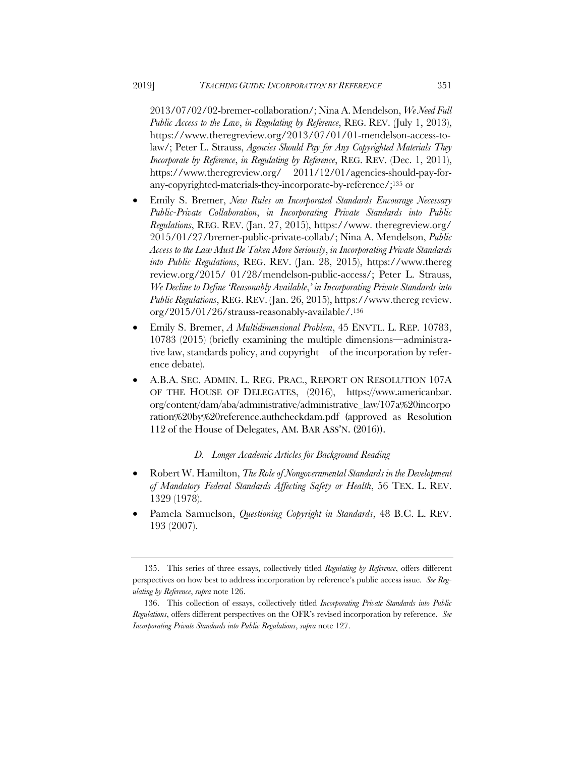2013/07/02/02-bremer-collaboration/; Nina A. Mendelson, *We Need Full Public Access to the Law*, *in Regulating by Reference*, REG. REV. (July 1, 2013), https://www.theregreview.org/2013/07/01/01-mendelson-access-to-law/; Peter L. Strauss, *Agencies Should Pay for Any Copyrighted Materials They Incorporate by Reference*, *in Regulating by Reference*, REG. REV. (Dec. 1, 2011), https://www.theregreview.org/ 2011/12/01/agencies-should-pay-for-any-copyrighted-materials-they-incorporate-by-reference/;[135] or

- Emily S. Bremer, *New Rules on Incorporated Standards Encourage Necessary Public-Private Collaboration*, *in Incorporating Private Standards into Public Regulations*, REG. REV. (Jan. 27, 2015), https://www. theregreview.org/ 2015/01/27/bremer-public-private-collab/; Nina A. Mendelson, *Public Access to the Law Must Be Taken More Seriously*, *in Incorporating Private Standards into Public Regulations*, REG. REV. (Jan. 28, 2015), https://www.thereg review.org/2015/ 01/28/mendelson-public-access/; Peter L. Strauss, *We Decline to Define 'Reasonably Available,' in Incorporating Private Standards into Public Regulations*, REG. REV. (Jan. 26, 2015), https://www.thereg review. org/2015/01/26/strauss-reasonably-available/.[136]
- Emily S. Bremer, *A Multidimensional Problem*, 45 ENVTL. L. REP. 10783, 10783 (2015) (briefly examining the multiple dimensions—administrative law, standards policy, and copyright—of the incorporation by reference debate).
- A.B.A. SEC. ADMIN. L. REG. PRAC., REPORT ON RESOLUTION 107A OF THE HOUSE OF DELEGATES, (2016), https://www.americanbar. org/content/dam/aba/administrative/administrative_law/107a%20incorpo ration%20by%20reference.authcheckdam.pdf (approved as Resolution 112 of the House of Delegates, AM. BAR ASS'N. (2016)).

### *D. Longer Academic Articles for Background Reading*

- Robert W. Hamilton, *The Role of Nongovernmental Standards in the Development of Mandatory Federal Standards Affecting Safety or Health*, 56 TEX. L. REV. 1329 (1978).
- Pamela Samuelson, *Questioning Copyright in Standards*, 48 B.C. L. REV. 193 (2007).

---

135. This series of three essays, collectively titled *Regulating by Reference*, offers different perspectives on how best to address incorporation by reference's public access issue. *See Regulating by Reference*, *supra* note 126.

136. This collection of essays, collectively titled *Incorporating Private Standards into Public Regulations*, offers different perspectives on the OFR's revised incorporation by reference. *See Incorporating Private Standards into Public Regulations*, *supra* note 127.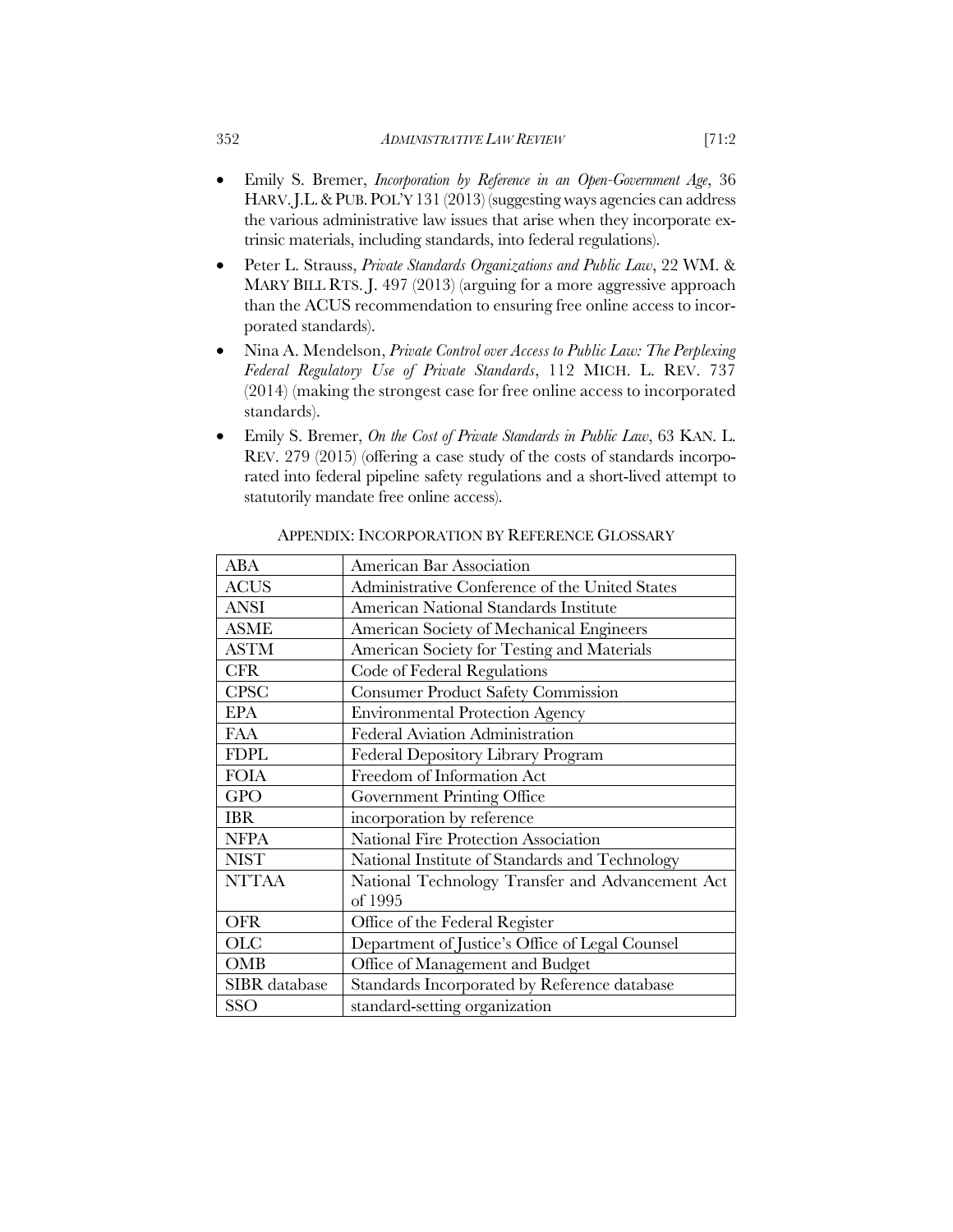- Emily S. Bremer, *Incorporation by Reference in an Open-Government Age*, 36 HARV. J.L. & PUB. POL'Y 131 (2013) (suggesting ways agencies can address the various administrative law issues that arise when they incorporate extrinsic materials, including standards, into federal regulations).
- Peter L. Strauss, *Private Standards Organizations and Public Law*, 22 WM. & MARY BILL RTS. J. 497 (2013) (arguing for a more aggressive approach than the ACUS recommendation to ensuring free online access to incorporated standards).
- Nina A. Mendelson, *Private Control over Access to Public Law: The Perplexing Federal Regulatory Use of Private Standards*, 112 MICH. L. REV. 737 (2014) (making the strongest case for free online access to incorporated standards).
- Emily S. Bremer, *On the Cost of Private Standards in Public Law*, 63 KAN. L. REV. 279 (2015) (offering a case study of the costs of standards incorporated into federal pipeline safety regulations and a short-lived attempt to statutorily mandate free online access).

APPENDIX: INCORPORATION BY REFERENCE GLOSSARY

| | |
|---|---|
| ABA | American Bar Association |
| ACUS | Administrative Conference of the United States |
| ANSI | American National Standards Institute |
| ASME | American Society of Mechanical Engineers |
| ASTM | American Society for Testing and Materials |
| CFR | Code of Federal Regulations |
| CPSC | Consumer Product Safety Commission |
| EPA | Environmental Protection Agency |
| FAA | Federal Aviation Administration |
| FDPL | Federal Depository Library Program |
| FOIA | Freedom of Information Act |
| GPO | Government Printing Office |
| IBR | incorporation by reference |
| NFPA | National Fire Protection Association |
| NIST | National Institute of Standards and Technology |
| NTTAA | National Technology Transfer and Advancement Act of 1995 |
| OFR | Office of the Federal Register |
| OLC | Department of Justice's Office of Legal Counsel |
| OMB | Office of Management and Budget |
| SIBR database | Standards Incorporated by Reference database |
| SSO | standard-setting organization |